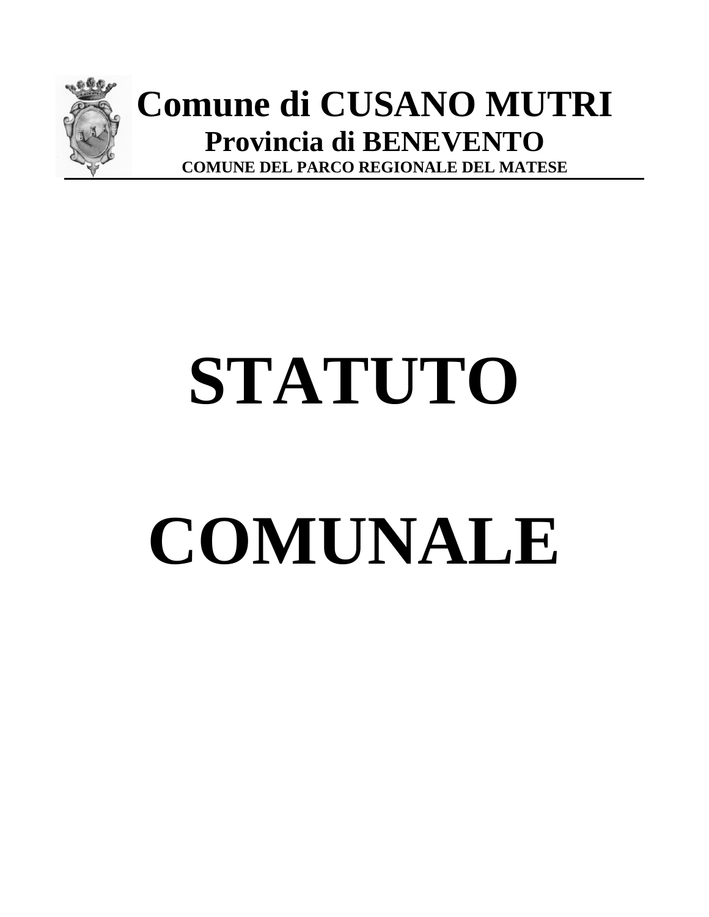# Comune di CUSANO MUTRI

## Provincia di BENEVENTO

**COMUNE DEL PARCO REGIONALE DEL MATESE**

# STATUTO

# COMUNALE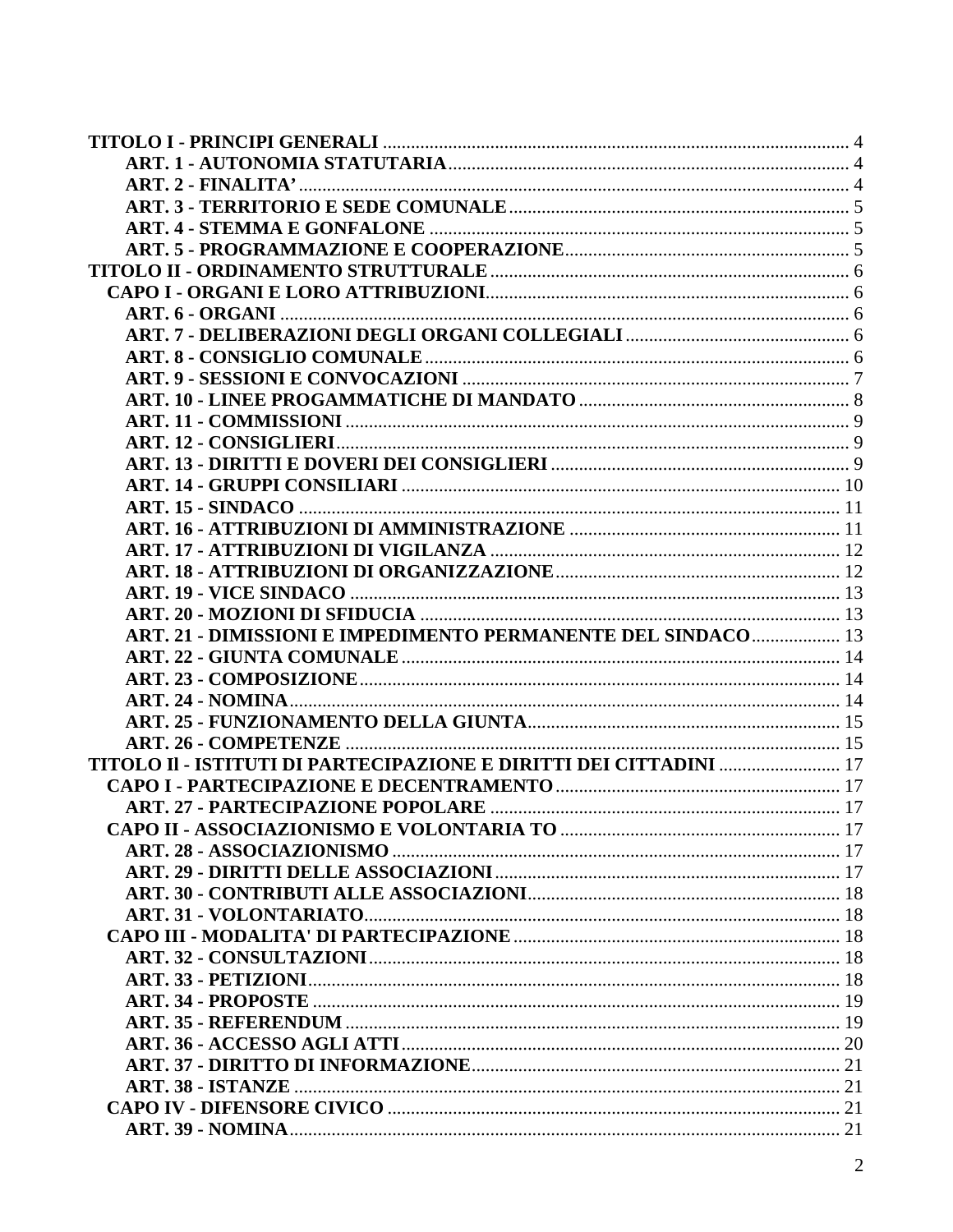**TITOLO I - PRINCIPI GENERALI** .......... 4
- **ART. 1 - AUTONOMIA STATUTARIA** .......... 4
- **ART. 2 - FINALITA'** .......... 4
- **ART. 3 - TERRITORIO E SEDE COMUNALE** .......... 5
- **ART. 4 - STEMMA E GONFALONE** .......... 5
- **ART. 5 - PROGRAMMAZIONE E COOPERAZIONE** .......... 5

**TITOLO II - ORDINAMENTO STRUTTURALE** .......... 6

**CAPO I - ORGANI E LORO ATTRIBUZIONI** .......... 6
- **ART. 6 - ORGANI** .......... 6
- **ART. 7 - DELIBERAZIONI DEGLI ORGANI COLLEGIALI** .......... 6
- **ART. 8 - CONSIGLIO COMUNALE** .......... 6
- **ART. 9 - SESSIONI E CONVOCAZIONI** .......... 7
- **ART. 10 - LINEE PROGAMMATICHE DI MANDATO** .......... 8
- **ART. 11 - COMMISSIONI** .......... 9
- **ART. 12 - CONSIGLIERI** .......... 9
- **ART. 13 - DIRITTI E DOVERI DEI CONSIGLIERI** .......... 9
- **ART. 14 - GRUPPI CONSILIARI** .......... 10
- **ART. 15 - SINDACO** .......... 11
- **ART. 16 - ATTRIBUZIONI DI AMMINISTRAZIONE** .......... 11
- **ART. 17 - ATTRIBUZIONI DI VIGILANZA** .......... 12
- **ART. 18 - ATTRIBUZIONI DI ORGANIZZAZIONE** .......... 12
- **ART. 19 - VICE SINDACO** .......... 13
- **ART. 20 - MOZIONI DI SFIDUCIA** .......... 13
- **ART. 21 - DIMISSIONI E IMPEDIMENTO PERMANENTE DEL SINDACO** .......... 13
- **ART. 22 - GIUNTA COMUNALE** .......... 14
- **ART. 23 - COMPOSIZIONE** .......... 14
- **ART. 24 - NOMINA** .......... 14
- **ART. 25 - FUNZIONAMENTO DELLA GIUNTA** .......... 15
- **ART. 26 - COMPETENZE** .......... 15

**TITOLO Il - ISTITUTI DI PARTECIPAZIONE E DIRITTI DEI CITTADINI** .......... 17

**CAPO I - PARTECIPAZIONE E DECENTRAMENTO** .......... 17
- **ART. 27 - PARTECIPAZIONE POPOLARE** .......... 17

**CAPO II - ASSOCIAZIONISMO E VOLONTARIA TO** .......... 17
- **ART. 28 - ASSOCIAZIONISMO** .......... 17
- **ART. 29 - DIRITTI DELLE ASSOCIAZIONI** .......... 17
- **ART. 30 - CONTRIBUTI ALLE ASSOCIAZIONI** .......... 18
- **ART. 31 - VOLONTARIATO** .......... 18

**CAPO III - MODALITA' DI PARTECIPAZIONE** .......... 18
- **ART. 32 - CONSULTAZIONI** .......... 18
- **ART. 33 - PETIZIONI** .......... 18
- **ART. 34 - PROPOSTE** .......... 19
- **ART. 35 - REFERENDUM** .......... 19
- **ART. 36 - ACCESSO AGLI ATTI** .......... 20
- **ART. 37 - DIRITTO DI INFORMAZIONE** .......... 21
- **ART. 38 - ISTANZE** .......... 21

**CAPO IV - DIFENSORE CIVICO** .......... 21
- **ART. 39 - NOMINA** .......... 21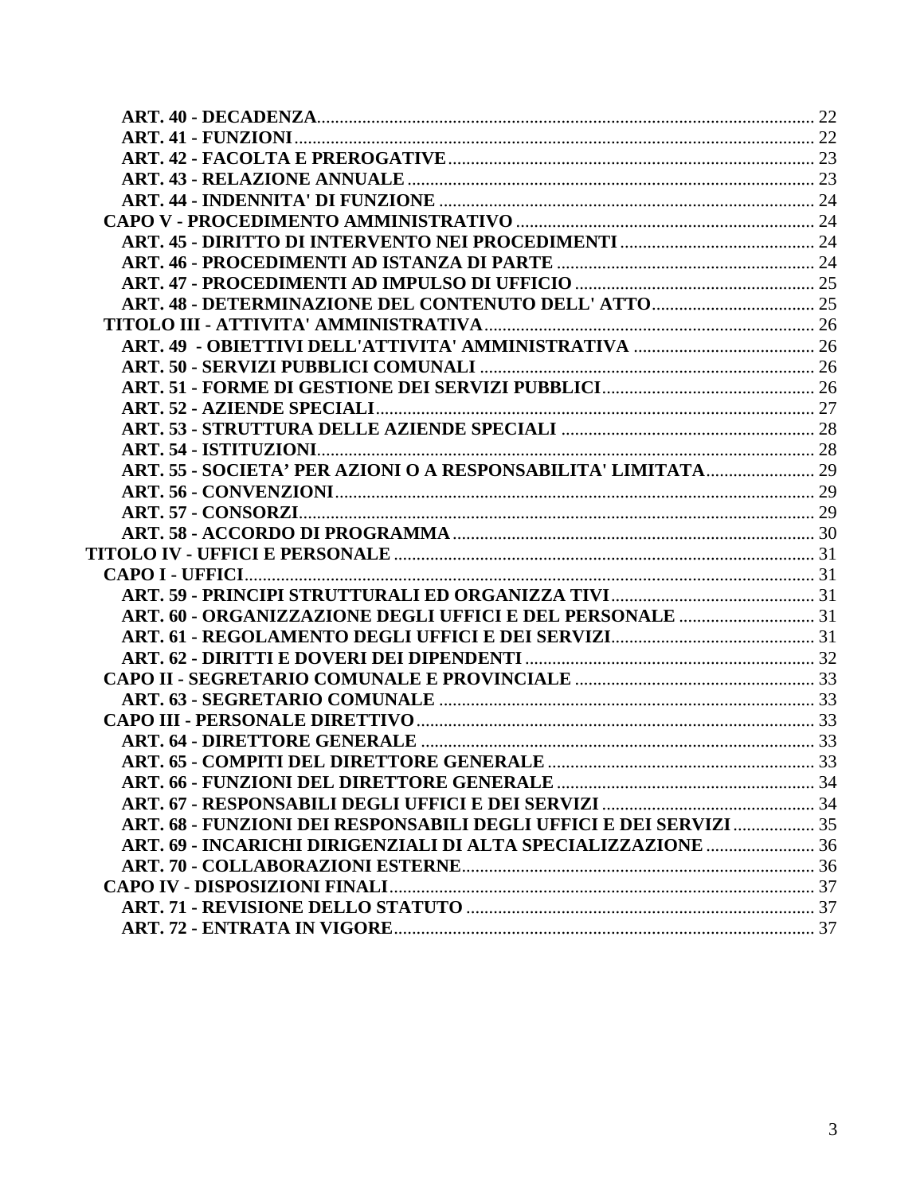**ART. 40 - DECADENZA** ... 22
**ART. 41 - FUNZIONI** ... 22
**ART. 42 - FACOLTA E PREROGATIVE** ... 23
**ART. 43 - RELAZIONE ANNUALE** ... 23
**ART. 44 - INDENNITA' DI FUNZIONE** ... 24
**CAPO V - PROCEDIMENTO AMMINISTRATIVO** ... 24
**ART. 45 - DIRITTO DI INTERVENTO NEI PROCEDIMENTI** ... 24
**ART. 46 - PROCEDIMENTI AD ISTANZA DI PARTE** ... 24
**ART. 47 - PROCEDIMENTI AD IMPULSO DI UFFICIO** ... 25
**ART. 48 - DETERMINAZIONE DEL CONTENUTO DELL' ATTO** ... 25
**TITOLO III - ATTIVITA' AMMINISTRATIVA** ... 26
**ART. 49 - OBIETTIVI DELL'ATTIVITA' AMMINISTRATIVA** ... 26
**ART. 50 - SERVIZI PUBBLICI COMUNALI** ... 26
**ART. 51 - FORME DI GESTIONE DEI SERVIZI PUBBLICI** ... 26
**ART. 52 - AZIENDE SPECIALI** ... 27
**ART. 53 - STRUTTURA DELLE AZIENDE SPECIALI** ... 28
**ART. 54 - ISTITUZIONI** ... 28
**ART. 55 - SOCIETA' PER AZIONI O A RESPONSABILITA' LIMITATA** ... 29
**ART. 56 - CONVENZIONI** ... 29
**ART. 57 - CONSORZI** ... 29
**ART. 58 - ACCORDO DI PROGRAMMA** ... 30
**TITOLO IV - UFFICI E PERSONALE** ... 31
**CAPO I - UFFICI** ... 31
**ART. 59 - PRINCIPI STRUTTURALI ED ORGANIZZA TIVI** ... 31
**ART. 60 - ORGANIZZAZIONE DEGLI UFFICI E DEL PERSONALE** ... 31
**ART. 61 - REGOLAMENTO DEGLI UFFICI E DEI SERVIZI** ... 31
**ART. 62 - DIRITTI E DOVERI DEI DIPENDENTI** ... 32
**CAPO II - SEGRETARIO COMUNALE E PROVINCIALE** ... 33
**ART. 63 - SEGRETARIO COMUNALE** ... 33
**CAPO III - PERSONALE DIRETTIVO** ... 33
**ART. 64 - DIRETTORE GENERALE** ... 33
**ART. 65 - COMPITI DEL DIRETTORE GENERALE** ... 33
**ART. 66 - FUNZIONI DEL DIRETTORE GENERALE** ... 34
**ART. 67 - RESPONSABILI DEGLI UFFICI E DEI SERVIZI** ... 34
**ART. 68 - FUNZIONI DEI RESPONSABILI DEGLI UFFICI E DEI SERVIZI** ... 35
**ART. 69 - INCARICHI DIRIGENZIALI DI ALTA SPECIALIZZAZIONE** ... 36
**ART. 70 - COLLABORAZIONI ESTERNE** ... 36
**CAPO IV - DISPOSIZIONI FINALI** ... 37
**ART. 71 - REVISIONE DELLO STATUTO** ... 37
**ART. 72 - ENTRATA IN VIGORE** ... 37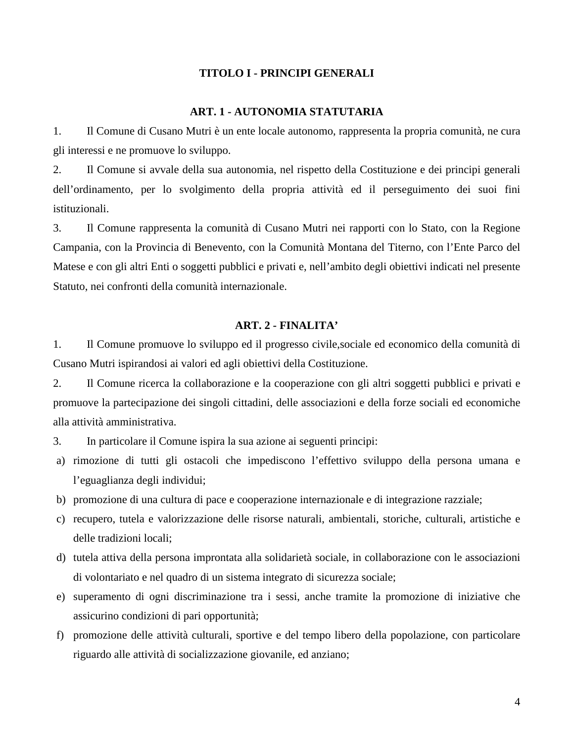## TITOLO I - PRINCIPI GENERALI

### ART. 1 - AUTONOMIA STATUTARIA

1. Il Comune di Cusano Mutri è un ente locale autonomo, rappresenta la propria comunità, ne cura gli interessi e ne promuove lo sviluppo.
2. Il Comune si avvale della sua autonomia, nel rispetto della Costituzione e dei principi generali dell'ordinamento, per lo svolgimento della propria attività ed il perseguimento dei suoi fini istituzionali.
3. Il Comune rappresenta la comunità di Cusano Mutri nei rapporti con lo Stato, con la Regione Campania, con la Provincia di Benevento, con la Comunità Montana del Titerno, con l'Ente Parco del Matese e con gli altri Enti o soggetti pubblici e privati e, nell'ambito degli obiettivi indicati nel presente Statuto, nei confronti della comunità internazionale.

### ART. 2 - FINALITA'

1. Il Comune promuove lo sviluppo ed il progresso civile,sociale ed economico della comunità di Cusano Mutri ispirandosi ai valori ed agli obiettivi della Costituzione.
2. Il Comune ricerca la collaborazione e la cooperazione con gli altri soggetti pubblici e privati e promuove la partecipazione dei singoli cittadini, delle associazioni e della forze sociali ed economiche alla attività amministrativa.
3. In particolare il Comune ispira la sua azione ai seguenti principi:
   a) rimozione di tutti gli ostacoli che impediscono l'effettivo sviluppo della persona umana e l'eguaglianza degli individui;
   b) promozione di una cultura di pace e cooperazione internazionale e di integrazione razziale;
   c) recupero, tutela e valorizzazione delle risorse naturali, ambientali, storiche, culturali, artistiche e delle tradizioni locali;
   d) tutela attiva della persona improntata alla solidarietà sociale, in collaborazione con le associazioni di volontariato e nel quadro di un sistema integrato di sicurezza sociale;
   e) superamento di ogni discriminazione tra i sessi, anche tramite la promozione di iniziative che assicurino condizioni di pari opportunità;
   f) promozione delle attività culturali, sportive e del tempo libero della popolazione, con particolare riguardo alle attività di socializzazione giovanile, ed anziano;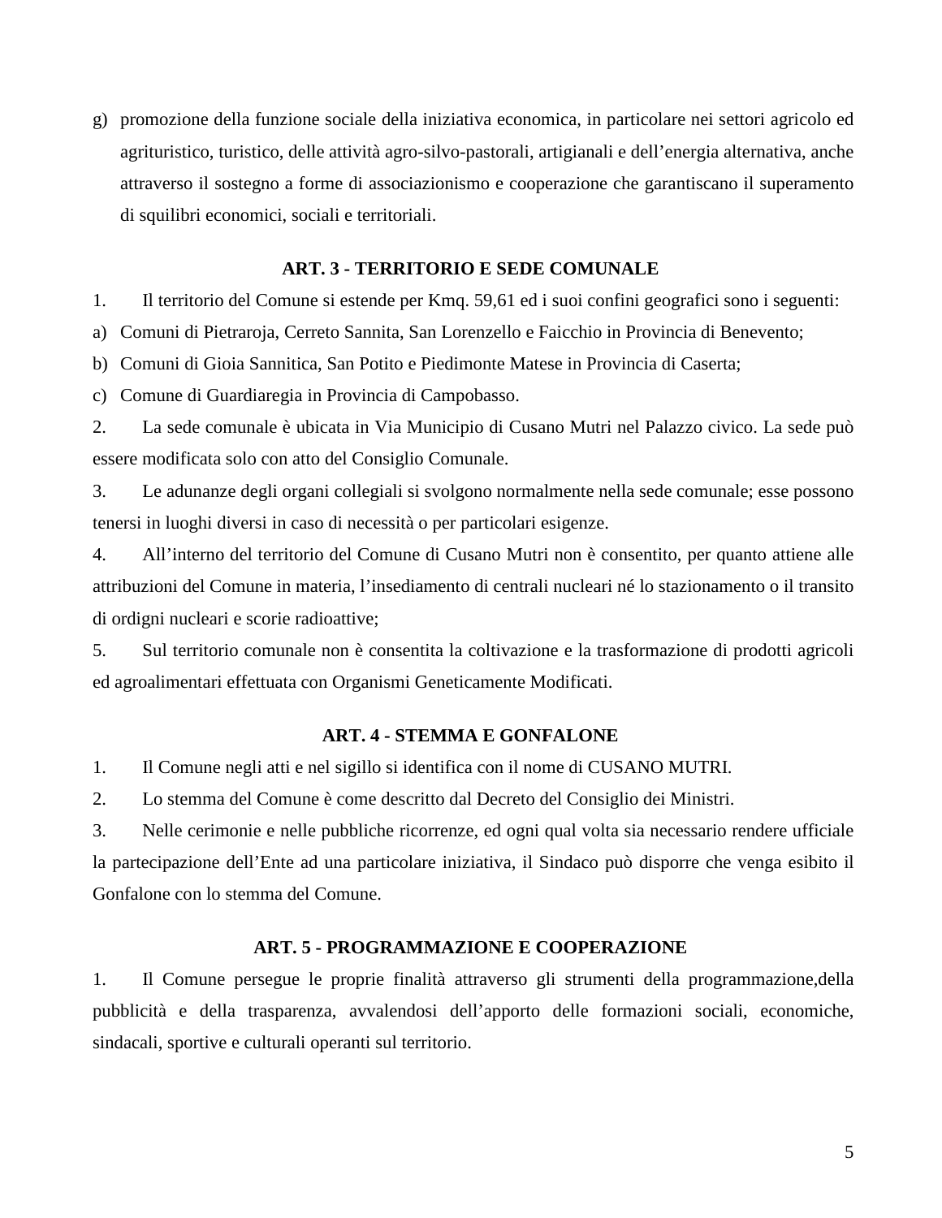g) promozione della funzione sociale della iniziativa economica, in particolare nei settori agricolo ed agrituristico, turistico, delle attività agro-silvo-pastorali, artigianali e dell'energia alternativa, anche attraverso il sostegno a forme di associazionismo e cooperazione che garantiscano il superamento di squilibri economici, sociali e territoriali.

### ART. 3 - TERRITORIO E SEDE COMUNALE

1. Il territorio del Comune si estende per Kmq. 59,61 ed i suoi confini geografici sono i seguenti:

a) Comuni di Pietraroja, Cerreto Sannita, San Lorenzello e Faicchio in Provincia di Benevento;
b) Comuni di Gioia Sannitica, San Potito e Piedimonte Matese in Provincia di Caserta;
c) Comune di Guardiaregia in Provincia di Campobasso.

2. La sede comunale è ubicata in Via Municipio di Cusano Mutri nel Palazzo civico. La sede può essere modificata solo con atto del Consiglio Comunale.

3. Le adunanze degli organi collegiali si svolgono normalmente nella sede comunale; esse possono tenersi in luoghi diversi in caso di necessità o per particolari esigenze.

4. All'interno del territorio del Comune di Cusano Mutri non è consentito, per quanto attiene alle attribuzioni del Comune in materia, l'insediamento di centrali nucleari né lo stazionamento o il transito di ordigni nucleari e scorie radioattive;

5. Sul territorio comunale non è consentita la coltivazione e la trasformazione di prodotti agricoli ed agroalimentari effettuata con Organismi Geneticamente Modificati.

### ART. 4 - STEMMA E GONFALONE

1. Il Comune negli atti e nel sigillo si identifica con il nome di CUSANO MUTRI.

2. Lo stemma del Comune è come descritto dal Decreto del Consiglio dei Ministri.

3. Nelle cerimonie e nelle pubbliche ricorrenze, ed ogni qual volta sia necessario rendere ufficiale la partecipazione dell'Ente ad una particolare iniziativa, il Sindaco può disporre che venga esibito il Gonfalone con lo stemma del Comune.

### ART. 5 - PROGRAMMAZIONE E COOPERAZIONE

1. Il Comune persegue le proprie finalità attraverso gli strumenti della programmazione,della pubblicità e della trasparenza, avvalendosi dell'apporto delle formazioni sociali, economiche, sindacali, sportive e culturali operanti sul territorio.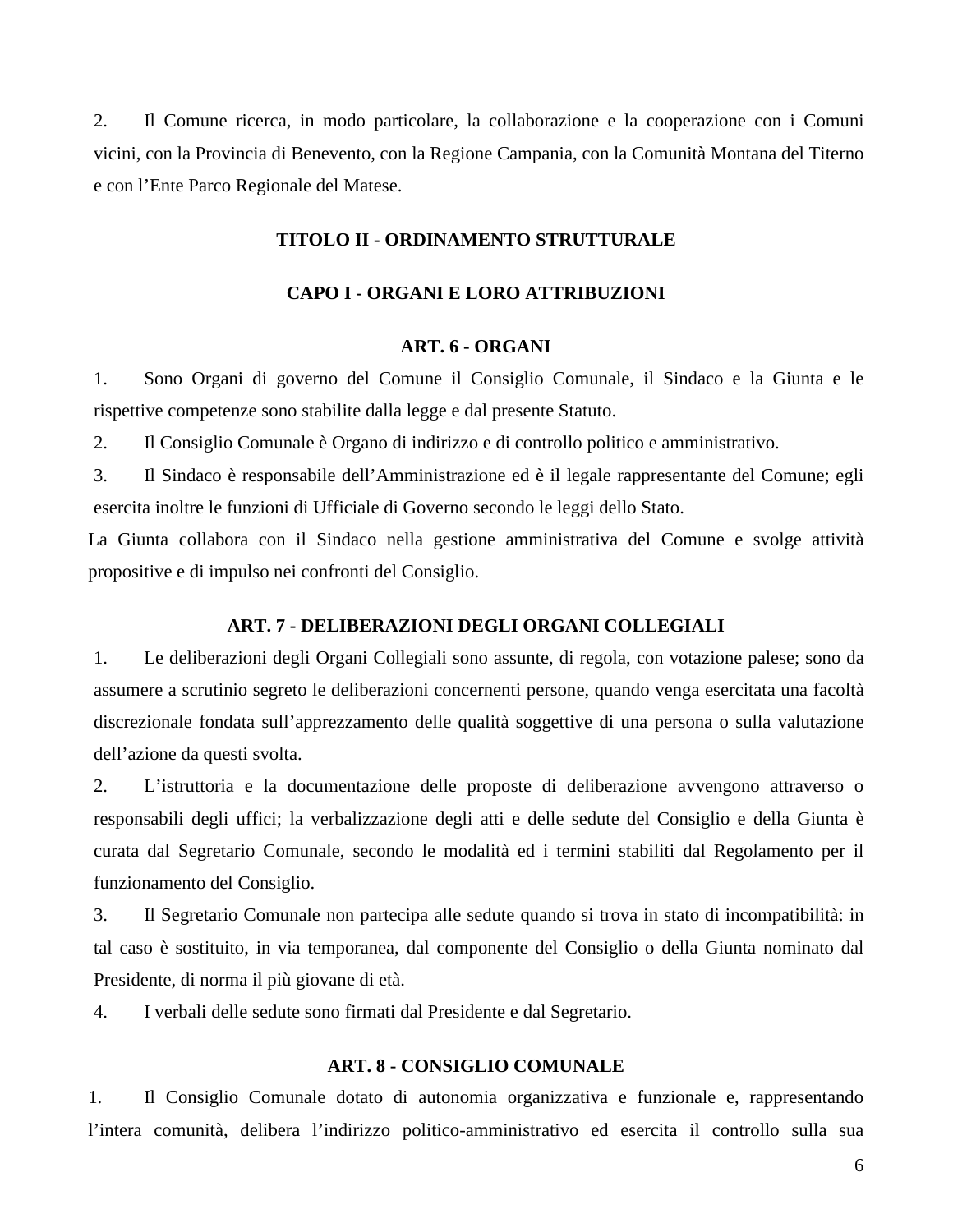2. Il Comune ricerca, in modo particolare, la collaborazione e la cooperazione con i Comuni vicini, con la Provincia di Benevento, con la Regione Campania, con la Comunità Montana del Titerno e con l'Ente Parco Regionale del Matese.

## TITOLO II - ORDINAMENTO STRUTTURALE

## CAPO I - ORGANI E LORO ATTRIBUZIONI

### ART. 6 - ORGANI

1. Sono Organi di governo del Comune il Consiglio Comunale, il Sindaco e la Giunta e le rispettive competenze sono stabilite dalla legge e dal presente Statuto.
2. Il Consiglio Comunale è Organo di indirizzo e di controllo politico e amministrativo.
3. Il Sindaco è responsabile dell'Amministrazione ed è il legale rappresentante del Comune; egli esercita inoltre le funzioni di Ufficiale di Governo secondo le leggi dello Stato.

La Giunta collabora con il Sindaco nella gestione amministrativa del Comune e svolge attività propositive e di impulso nei confronti del Consiglio.

### ART. 7 - DELIBERAZIONI DEGLI ORGANI COLLEGIALI

1. Le deliberazioni degli Organi Collegiali sono assunte, di regola, con votazione palese; sono da assumere a scrutinio segreto le deliberazioni concernenti persone, quando venga esercitata una facoltà discrezionale fondata sull'apprezzamento delle qualità soggettive di una persona o sulla valutazione dell'azione da questi svolta.
2. L'istruttoria e la documentazione delle proposte di deliberazione avvengono attraverso o responsabili degli uffici; la verbalizzazione degli atti e delle sedute del Consiglio e della Giunta è curata dal Segretario Comunale, secondo le modalità ed i termini stabiliti dal Regolamento per il funzionamento del Consiglio.
3. Il Segretario Comunale non partecipa alle sedute quando si trova in stato di incompatibilità: in tal caso è sostituito, in via temporanea, dal componente del Consiglio o della Giunta nominato dal Presidente, di norma il più giovane di età.
4. I verbali delle sedute sono firmati dal Presidente e dal Segretario.

### ART. 8 - CONSIGLIO COMUNALE

1. Il Consiglio Comunale dotato di autonomia organizzativa e funzionale e, rappresentando l'intera comunità, delibera l'indirizzo politico-amministrativo ed esercita il controllo sulla sua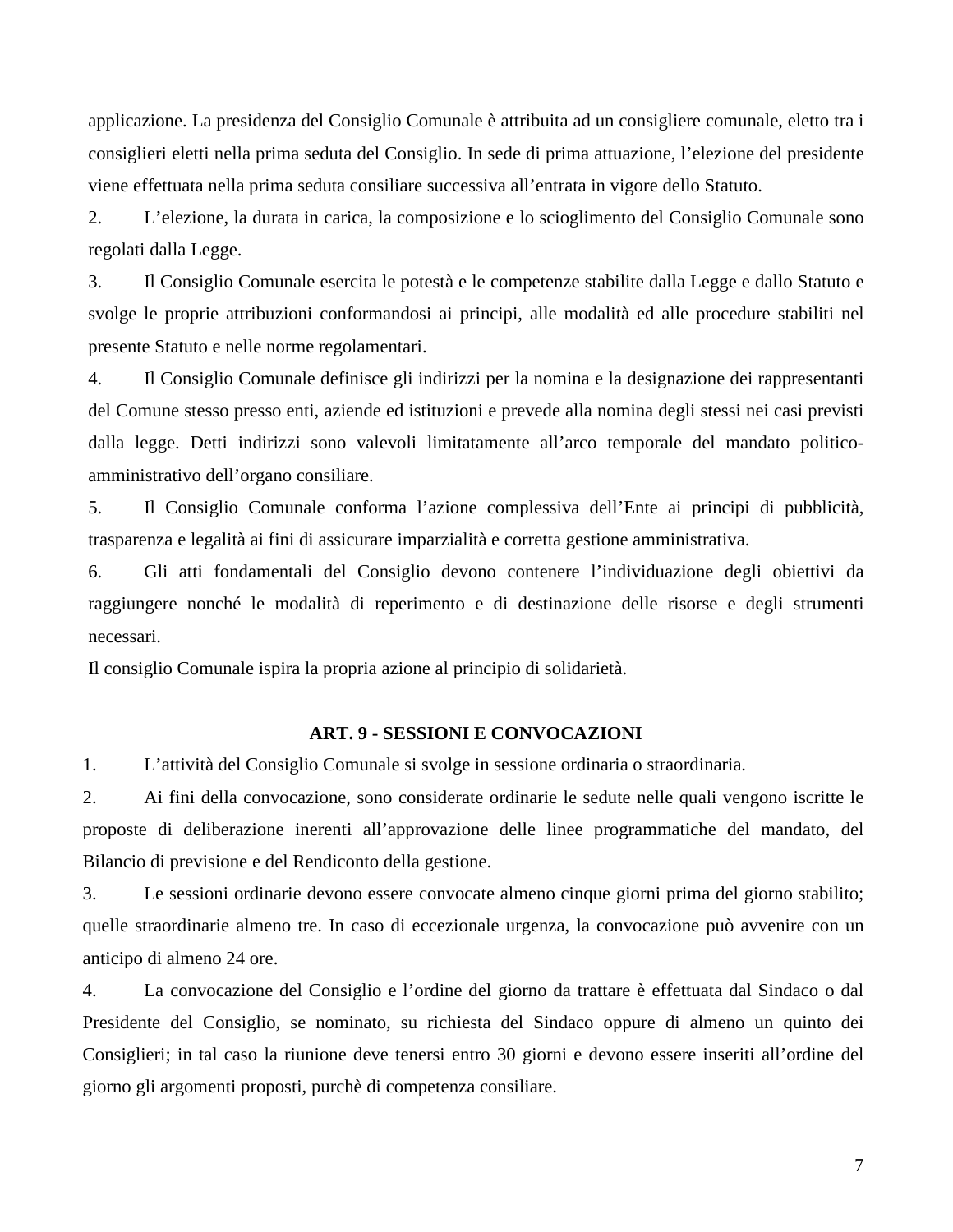applicazione. La presidenza del Consiglio Comunale è attribuita ad un consigliere comunale, eletto tra i consiglieri eletti nella prima seduta del Consiglio. In sede di prima attuazione, l'elezione del presidente viene effettuata nella prima seduta consiliare successiva all'entrata in vigore dello Statuto.

2. L'elezione, la durata in carica, la composizione e lo scioglimento del Consiglio Comunale sono regolati dalla Legge.

3. Il Consiglio Comunale esercita le potestà e le competenze stabilite dalla Legge e dallo Statuto e svolge le proprie attribuzioni conformandosi ai principi, alle modalità ed alle procedure stabiliti nel presente Statuto e nelle norme regolamentari.

4. Il Consiglio Comunale definisce gli indirizzi per la nomina e la designazione dei rappresentanti del Comune stesso presso enti, aziende ed istituzioni e prevede alla nomina degli stessi nei casi previsti dalla legge. Detti indirizzi sono valevoli limitatamente all'arco temporale del mandato politico-amministrativo dell'organo consiliare.

5. Il Consiglio Comunale conforma l'azione complessiva dell'Ente ai principi di pubblicità, trasparenza e legalità ai fini di assicurare imparzialità e corretta gestione amministrativa.

6. Gli atti fondamentali del Consiglio devono contenere l'individuazione degli obiettivi da raggiungere nonché le modalità di reperimento e di destinazione delle risorse e degli strumenti necessari.

Il consiglio Comunale ispira la propria azione al principio di solidarietà.

## ART. 9 - SESSIONI E CONVOCAZIONI

1. L'attività del Consiglio Comunale si svolge in sessione ordinaria o straordinaria.

2. Ai fini della convocazione, sono considerate ordinarie le sedute nelle quali vengono iscritte le proposte di deliberazione inerenti all'approvazione delle linee programmatiche del mandato, del Bilancio di previsione e del Rendiconto della gestione.

3. Le sessioni ordinarie devono essere convocate almeno cinque giorni prima del giorno stabilito; quelle straordinarie almeno tre. In caso di eccezionale urgenza, la convocazione può avvenire con un anticipo di almeno 24 ore.

4. La convocazione del Consiglio e l'ordine del giorno da trattare è effettuata dal Sindaco o dal Presidente del Consiglio, se nominato, su richiesta del Sindaco oppure di almeno un quinto dei Consiglieri; in tal caso la riunione deve tenersi entro 30 giorni e devono essere inseriti all'ordine del giorno gli argomenti proposti, purchè di competenza consiliare.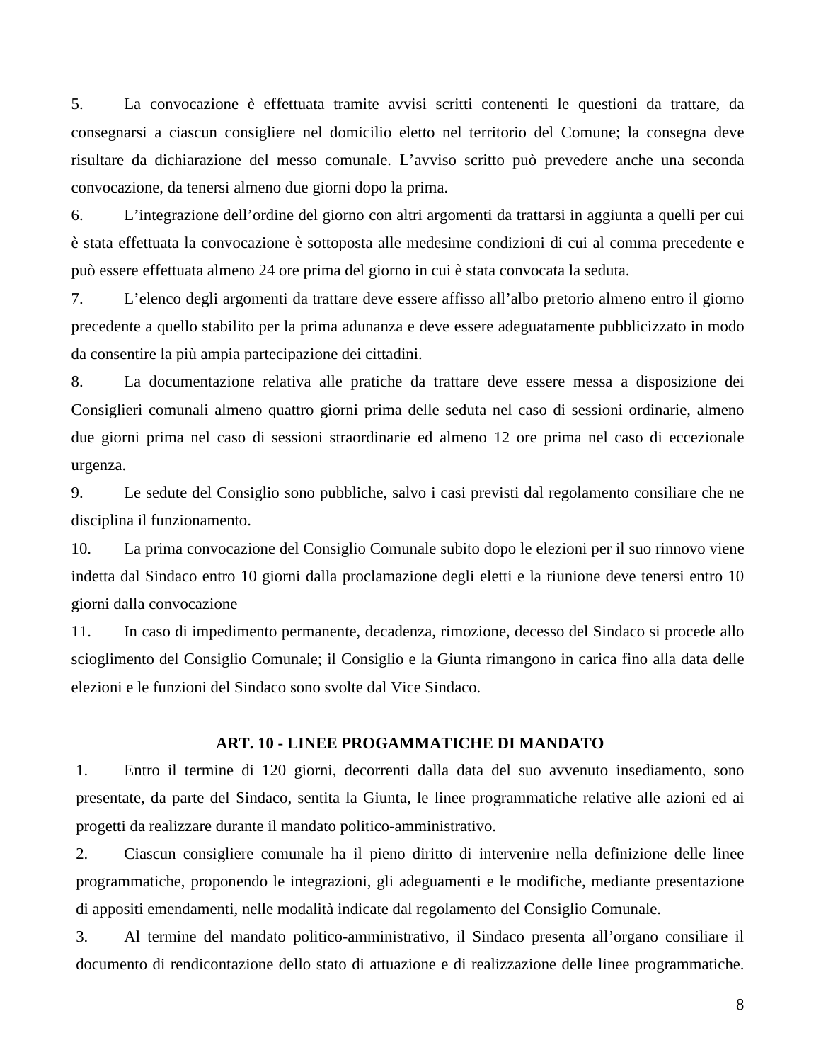5. La convocazione è effettuata tramite avvisi scritti contenenti le questioni da trattare, da consegnarsi a ciascun consigliere nel domicilio eletto nel territorio del Comune; la consegna deve risultare da dichiarazione del messo comunale. L'avviso scritto può prevedere anche una seconda convocazione, da tenersi almeno due giorni dopo la prima.

6. L'integrazione dell'ordine del giorno con altri argomenti da trattarsi in aggiunta a quelli per cui è stata effettuata la convocazione è sottoposta alle medesime condizioni di cui al comma precedente e può essere effettuata almeno 24 ore prima del giorno in cui è stata convocata la seduta.

7. L'elenco degli argomenti da trattare deve essere affisso all'albo pretorio almeno entro il giorno precedente a quello stabilito per la prima adunanza e deve essere adeguatamente pubblicizzato in modo da consentire la più ampia partecipazione dei cittadini.

8. La documentazione relativa alle pratiche da trattare deve essere messa a disposizione dei Consiglieri comunali almeno quattro giorni prima delle seduta nel caso di sessioni ordinarie, almeno due giorni prima nel caso di sessioni straordinarie ed almeno 12 ore prima nel caso di eccezionale urgenza.

9. Le sedute del Consiglio sono pubbliche, salvo i casi previsti dal regolamento consiliare che ne disciplina il funzionamento.

10. La prima convocazione del Consiglio Comunale subito dopo le elezioni per il suo rinnovo viene indetta dal Sindaco entro 10 giorni dalla proclamazione degli eletti e la riunione deve tenersi entro 10 giorni dalla convocazione

11. In caso di impedimento permanente, decadenza, rimozione, decesso del Sindaco si procede allo scioglimento del Consiglio Comunale; il Consiglio e la Giunta rimangono in carica fino alla data delle elezioni e le funzioni del Sindaco sono svolte dal Vice Sindaco.

## ART. 10 - LINEE PROGAMMATICHE DI MANDATO

1. Entro il termine di 120 giorni, decorrenti dalla data del suo avvenuto insediamento, sono presentate, da parte del Sindaco, sentita la Giunta, le linee programmatiche relative alle azioni ed ai progetti da realizzare durante il mandato politico-amministrativo.

2. Ciascun consigliere comunale ha il pieno diritto di intervenire nella definizione delle linee programmatiche, proponendo le integrazioni, gli adeguamenti e le modifiche, mediante presentazione di appositi emendamenti, nelle modalità indicate dal regolamento del Consiglio Comunale.

3. Al termine del mandato politico-amministrativo, il Sindaco presenta all'organo consiliare il documento di rendicontazione dello stato di attuazione e di realizzazione delle linee programmatiche.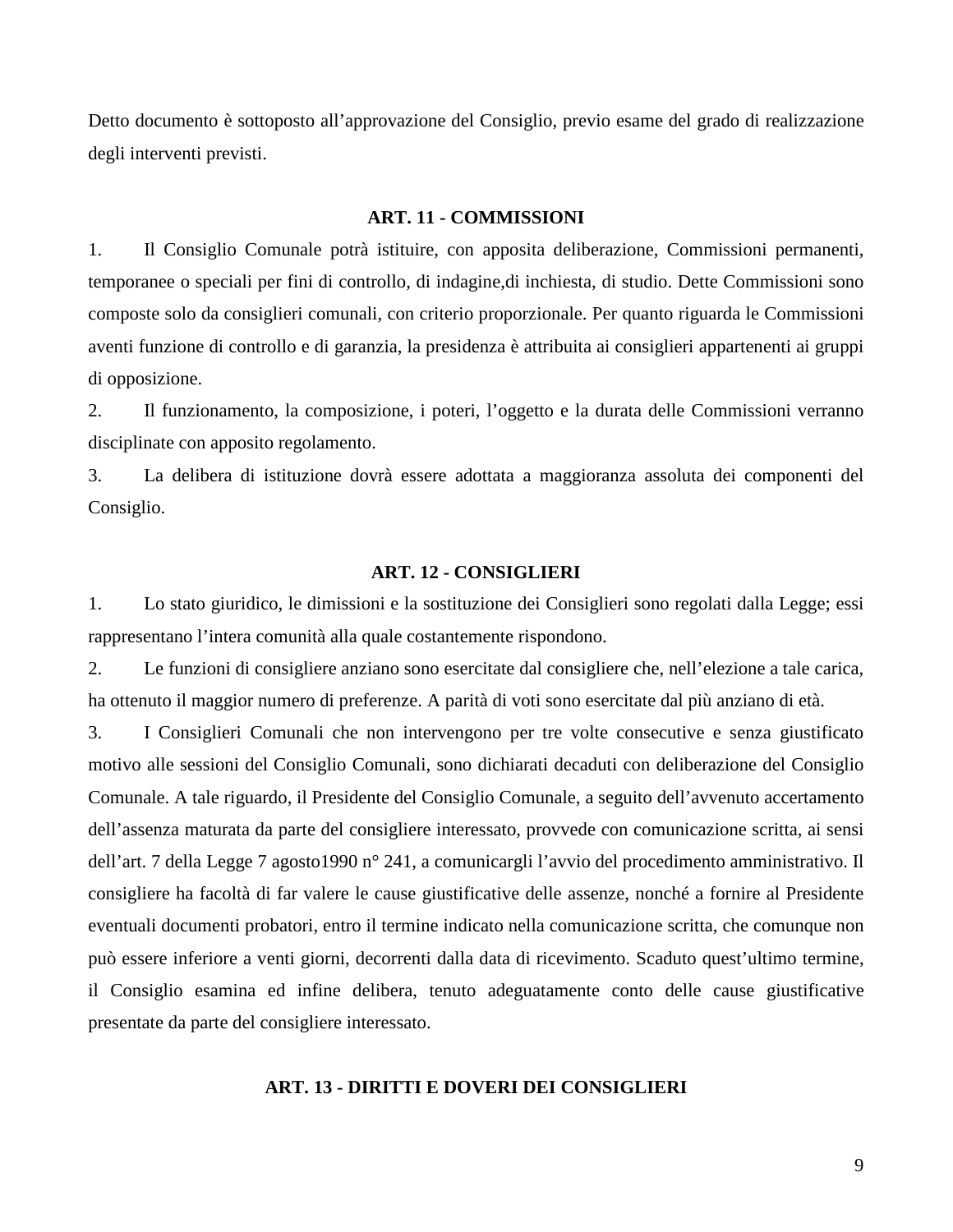Detto documento è sottoposto all'approvazione del Consiglio, previo esame del grado di realizzazione degli interventi previsti.

## ART. 11 - COMMISSIONI

1. Il Consiglio Comunale potrà istituire, con apposita deliberazione, Commissioni permanenti, temporanee o speciali per fini di controllo, di indagine,di inchiesta, di studio. Dette Commissioni sono composte solo da consiglieri comunali, con criterio proporzionale. Per quanto riguarda le Commissioni aventi funzione di controllo e di garanzia, la presidenza è attribuita ai consiglieri appartenenti ai gruppi di opposizione.

2. Il funzionamento, la composizione, i poteri, l'oggetto e la durata delle Commissioni verranno disciplinate con apposito regolamento.

3. La delibera di istituzione dovrà essere adottata a maggioranza assoluta dei componenti del Consiglio.

## ART. 12 - CONSIGLIERI

1. Lo stato giuridico, le dimissioni e la sostituzione dei Consiglieri sono regolati dalla Legge; essi rappresentano l'intera comunità alla quale costantemente rispondono.

2. Le funzioni di consigliere anziano sono esercitate dal consigliere che, nell'elezione a tale carica, ha ottenuto il maggior numero di preferenze. A parità di voti sono esercitate dal più anziano di età.

3. I Consiglieri Comunali che non intervengono per tre volte consecutive e senza giustificato motivo alle sessioni del Consiglio Comunali, sono dichiarati decaduti con deliberazione del Consiglio Comunale. A tale riguardo, il Presidente del Consiglio Comunale, a seguito dell'avvenuto accertamento dell'assenza maturata da parte del consigliere interessato, provvede con comunicazione scritta, ai sensi dell'art. 7 della Legge 7 agosto1990 n° 241, a comunicargli l'avvio del procedimento amministrativo. Il consigliere ha facoltà di far valere le cause giustificative delle assenze, nonché a fornire al Presidente eventuali documenti probatori, entro il termine indicato nella comunicazione scritta, che comunque non può essere inferiore a venti giorni, decorrenti dalla data di ricevimento. Scaduto quest'ultimo termine, il Consiglio esamina ed infine delibera, tenuto adeguatamente conto delle cause giustificative presentate da parte del consigliere interessato.

## ART. 13 - DIRITTI E DOVERI DEI CONSIGLIERI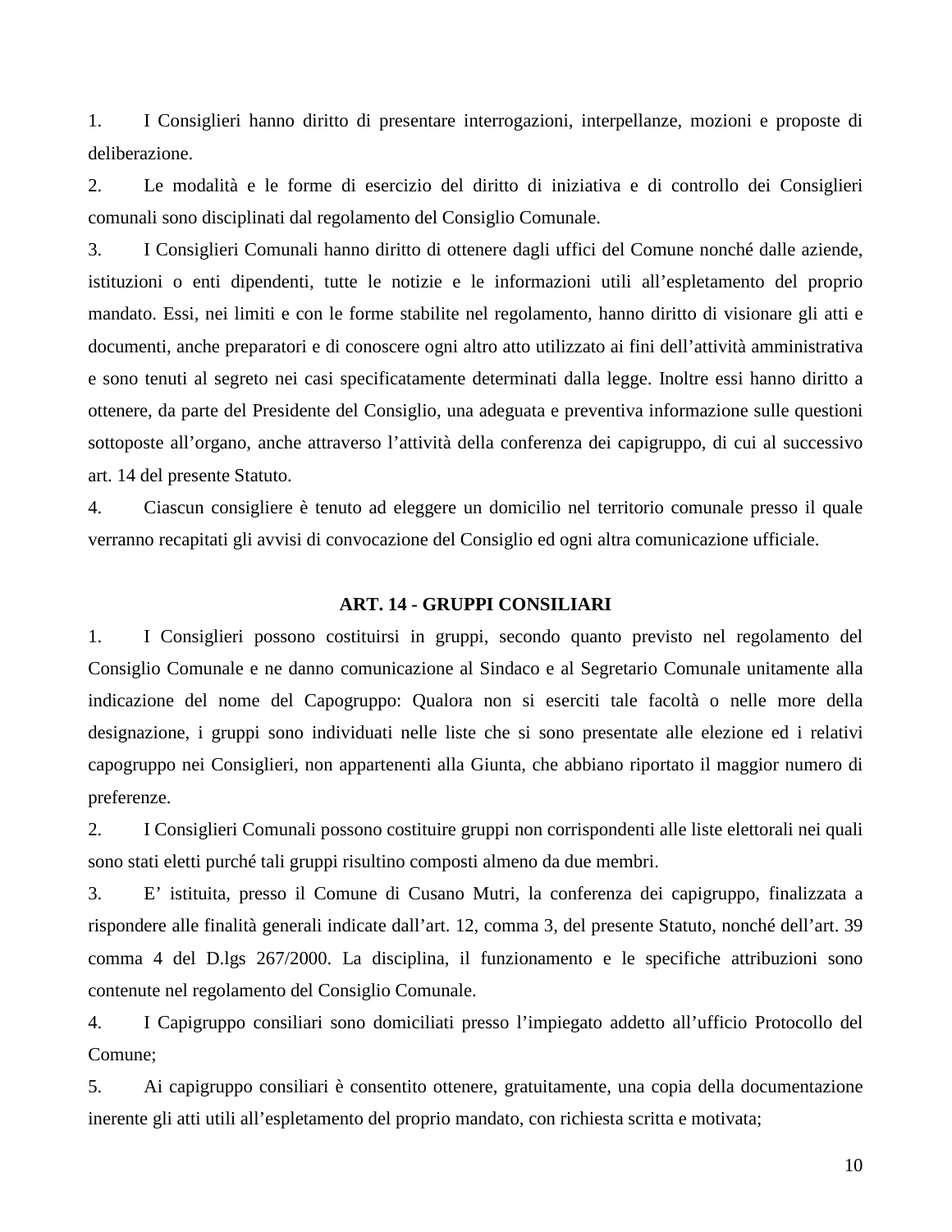1. I Consiglieri hanno diritto di presentare interrogazioni, interpellanze, mozioni e proposte di deliberazione.
2. Le modalità e le forme di esercizio del diritto di iniziativa e di controllo dei Consiglieri comunali sono disciplinati dal regolamento del Consiglio Comunale.
3. I Consiglieri Comunali hanno diritto di ottenere dagli uffici del Comune nonché dalle aziende, istituzioni o enti dipendenti, tutte le notizie e le informazioni utili all'espletamento del proprio mandato. Essi, nei limiti e con le forme stabilite nel regolamento, hanno diritto di visionare gli atti e documenti, anche preparatori e di conoscere ogni altro atto utilizzato ai fini dell'attività amministrativa e sono tenuti al segreto nei casi specificatamente determinati dalla legge. Inoltre essi hanno diritto a ottenere, da parte del Presidente del Consiglio, una adeguata e preventiva informazione sulle questioni sottoposte all'organo, anche attraverso l'attività della conferenza dei capigruppo, di cui al successivo art. 14 del presente Statuto.
4. Ciascun consigliere è tenuto ad eleggere un domicilio nel territorio comunale presso il quale verranno recapitati gli avvisi di convocazione del Consiglio ed ogni altra comunicazione ufficiale.

## ART. 14 - GRUPPI CONSILIARI

1. I Consiglieri possono costituirsi in gruppi, secondo quanto previsto nel regolamento del Consiglio Comunale e ne danno comunicazione al Sindaco e al Segretario Comunale unitamente alla indicazione del nome del Capogruppo: Qualora non si eserciti tale facoltà o nelle more della designazione, i gruppi sono individuati nelle liste che si sono presentate alle elezione ed i relativi capogruppo nei Consiglieri, non appartenenti alla Giunta, che abbiano riportato il maggior numero di preferenze.
2. I Consiglieri Comunali possono costituire gruppi non corrispondenti alle liste elettorali nei quali sono stati eletti purché tali gruppi risultino composti almeno da due membri.
3. E' istituita, presso il Comune di Cusano Mutri, la conferenza dei capigruppo, finalizzata a rispondere alle finalità generali indicate dall'art. 12, comma 3, del presente Statuto, nonché dell'art. 39 comma 4 del D.lgs 267/2000. La disciplina, il funzionamento e le specifiche attribuzioni sono contenute nel regolamento del Consiglio Comunale.
4. I Capigruppo consiliari sono domiciliati presso l'impiegato addetto all'ufficio Protocollo del Comune;
5. Ai capigruppo consiliari è consentito ottenere, gratuitamente, una copia della documentazione inerente gli atti utili all'espletamento del proprio mandato, con richiesta scritta e motivata;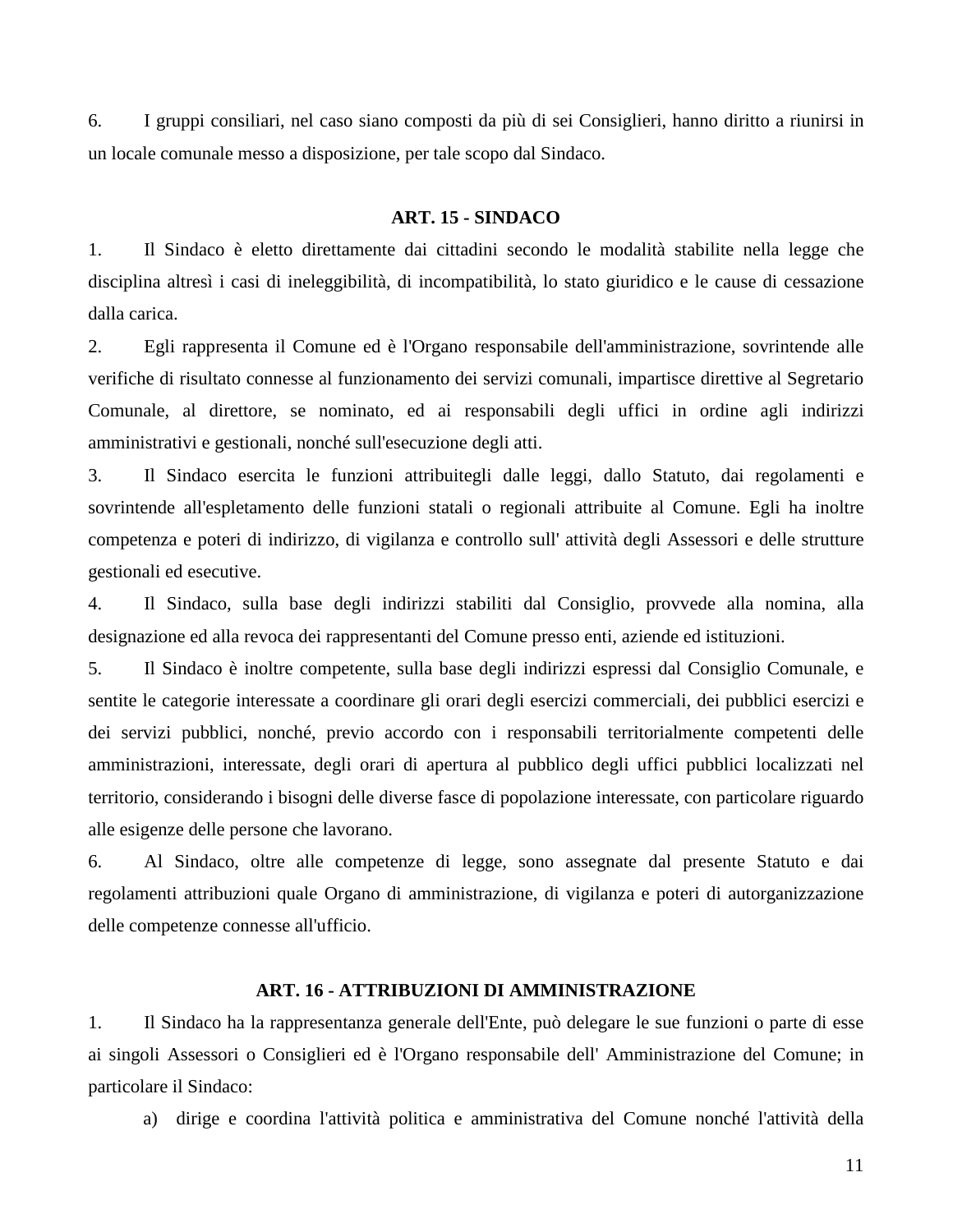6. I gruppi consiliari, nel caso siano composti da più di sei Consiglieri, hanno diritto a riunirsi in un locale comunale messo a disposizione, per tale scopo dal Sindaco.

### ART. 15 - SINDACO

1. Il Sindaco è eletto direttamente dai cittadini secondo le modalità stabilite nella legge che disciplina altresì i casi di ineleggibilità, di incompatibilità, lo stato giuridico e le cause di cessazione dalla carica.
2. Egli rappresenta il Comune ed è l'Organo responsabile dell'amministrazione, sovrintende alle verifiche di risultato connesse al funzionamento dei servizi comunali, impartisce direttive al Segretario Comunale, al direttore, se nominato, ed ai responsabili degli uffici in ordine agli indirizzi amministrativi e gestionali, nonché sull'esecuzione degli atti.
3. Il Sindaco esercita le funzioni attribuitegli dalle leggi, dallo Statuto, dai regolamenti e sovrintende all'espletamento delle funzioni statali o regionali attribuite al Comune. Egli ha inoltre competenza e poteri di indirizzo, di vigilanza e controllo sull' attività degli Assessori e delle strutture gestionali ed esecutive.
4. Il Sindaco, sulla base degli indirizzi stabiliti dal Consiglio, provvede alla nomina, alla designazione ed alla revoca dei rappresentanti del Comune presso enti, aziende ed istituzioni.
5. Il Sindaco è inoltre competente, sulla base degli indirizzi espressi dal Consiglio Comunale, e sentite le categorie interessate a coordinare gli orari degli esercizi commerciali, dei pubblici esercizi e dei servizi pubblici, nonché, previo accordo con i responsabili territorialmente competenti delle amministrazioni, interessate, degli orari di apertura al pubblico degli uffici pubblici localizzati nel territorio, considerando i bisogni delle diverse fasce di popolazione interessate, con particolare riguardo alle esigenze delle persone che lavorano.
6. Al Sindaco, oltre alle competenze di legge, sono assegnate dal presente Statuto e dai regolamenti attribuzioni quale Organo di amministrazione, di vigilanza e poteri di autorganizzazione delle competenze connesse all'ufficio.

### ART. 16 - ATTRIBUZIONI DI AMMINISTRAZIONE

1. Il Sindaco ha la rappresentanza generale dell'Ente, può delegare le sue funzioni o parte di esse ai singoli Assessori o Consiglieri ed è l'Organo responsabile dell' Amministrazione del Comune; in particolare il Sindaco:
   a) dirige e coordina l'attività politica e amministrativa del Comune nonché l'attività della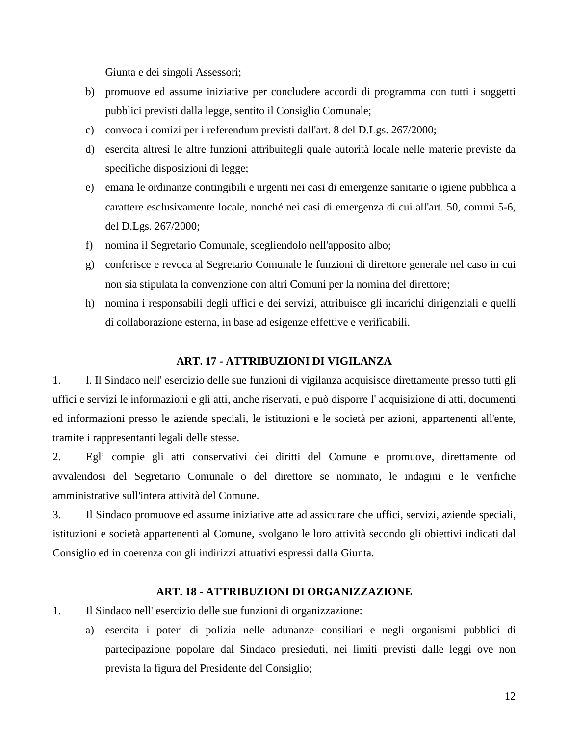Giunta e dei singoli Assessori;

b) promuove ed assume iniziative per concludere accordi di programma con tutti i soggetti pubblici previsti dalla legge, sentito il Consiglio Comunale;
c) convoca i comizi per i referendum previsti dall'art. 8 del D.Lgs. 267/2000;
d) esercita altresì le altre funzioni attribuitegli quale autorità locale nelle materie previste da specifiche disposizioni di legge;
e) emana le ordinanze contingibili e urgenti nei casi di emergenze sanitarie o igiene pubblica a carattere esclusivamente locale, nonché nei casi di emergenza di cui all'art. 50, commi 5-6, del D.Lgs. 267/2000;
f) nomina il Segretario Comunale, scegliendolo nell'apposito albo;
g) conferisce e revoca al Segretario Comunale le funzioni di direttore generale nel caso in cui non sia stipulata la convenzione con altri Comuni per la nomina del direttore;
h) nomina i responsabili degli uffici e dei servizi, attribuisce gli incarichi dirigenziali e quelli di collaborazione esterna, in base ad esigenze effettive e verificabili.

**ART. 17 - ATTRIBUZIONI DI VIGILANZA**

1. l. Il Sindaco nell' esercizio delle sue funzioni di vigilanza acquisisce direttamente presso tutti gli uffici e servizi le informazioni e gli atti, anche riservati, e può disporre l' acquisizione di atti, documenti ed informazioni presso le aziende speciali, le istituzioni e le società per azioni, appartenenti all'ente, tramite i rappresentanti legali delle stesse.
2. Egli compie gli atti conservativi dei diritti del Comune e promuove, direttamente od avvalendosi del Segretario Comunale o del direttore se nominato, le indagini e le verifiche amministrative sull'intera attività del Comune.
3. Il Sindaco promuove ed assume iniziative atte ad assicurare che uffici, servizi, aziende speciali, istituzioni e società appartenenti al Comune, svolgano le loro attività secondo gli obiettivi indicati dal Consiglio ed in coerenza con gli indirizzi attuativi espressi dalla Giunta.

**ART. 18 - ATTRIBUZIONI DI ORGANIZZAZIONE**

1. Il Sindaco nell' esercizio delle sue funzioni di organizzazione:
   a) esercita i poteri di polizia nelle adunanze consiliari e negli organismi pubblici di partecipazione popolare dal Sindaco presieduti, nei limiti previsti dalle leggi ove non prevista la figura del Presidente del Consiglio;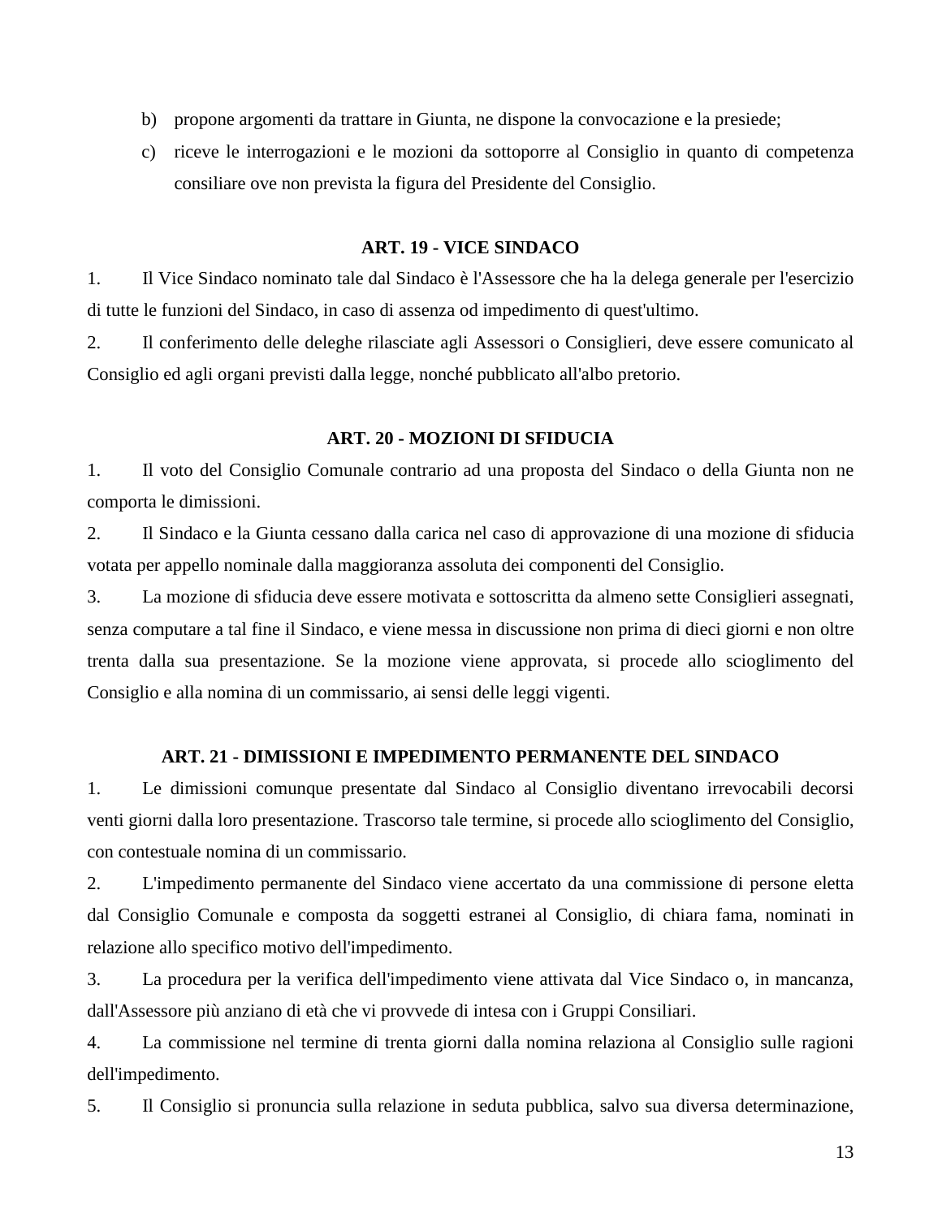b) propone argomenti da trattare in Giunta, ne dispone la convocazione e la presiede;
c) riceve le interrogazioni e le mozioni da sottoporre al Consiglio in quanto di competenza consiliare ove non prevista la figura del Presidente del Consiglio.

### ART. 19 - VICE SINDACO

1. Il Vice Sindaco nominato tale dal Sindaco è l'Assessore che ha la delega generale per l'esercizio di tutte le funzioni del Sindaco, in caso di assenza od impedimento di quest'ultimo.
2. Il conferimento delle deleghe rilasciate agli Assessori o Consiglieri, deve essere comunicato al Consiglio ed agli organi previsti dalla legge, nonché pubblicato all'albo pretorio.

### ART. 20 - MOZIONI DI SFIDUCIA

1. Il voto del Consiglio Comunale contrario ad una proposta del Sindaco o della Giunta non ne comporta le dimissioni.
2. Il Sindaco e la Giunta cessano dalla carica nel caso di approvazione di una mozione di sfiducia votata per appello nominale dalla maggioranza assoluta dei componenti del Consiglio.
3. La mozione di sfiducia deve essere motivata e sottoscritta da almeno sette Consiglieri assegnati, senza computare a tal fine il Sindaco, e viene messa in discussione non prima di dieci giorni e non oltre trenta dalla sua presentazione. Se la mozione viene approvata, si procede allo scioglimento del Consiglio e alla nomina di un commissario, ai sensi delle leggi vigenti.

### ART. 21 - DIMISSIONI E IMPEDIMENTO PERMANENTE DEL SINDACO

1. Le dimissioni comunque presentate dal Sindaco al Consiglio diventano irrevocabili decorsi venti giorni dalla loro presentazione. Trascorso tale termine, si procede allo scioglimento del Consiglio, con contestuale nomina di un commissario.
2. L'impedimento permanente del Sindaco viene accertato da una commissione di persone eletta dal Consiglio Comunale e composta da soggetti estranei al Consiglio, di chiara fama, nominati in relazione allo specifico motivo dell'impedimento.
3. La procedura per la verifica dell'impedimento viene attivata dal Vice Sindaco o, in mancanza, dall'Assessore più anziano di età che vi provvede di intesa con i Gruppi Consiliari.
4. La commissione nel termine di trenta giorni dalla nomina relaziona al Consiglio sulle ragioni dell'impedimento.
5. Il Consiglio si pronuncia sulla relazione in seduta pubblica, salvo sua diversa determinazione,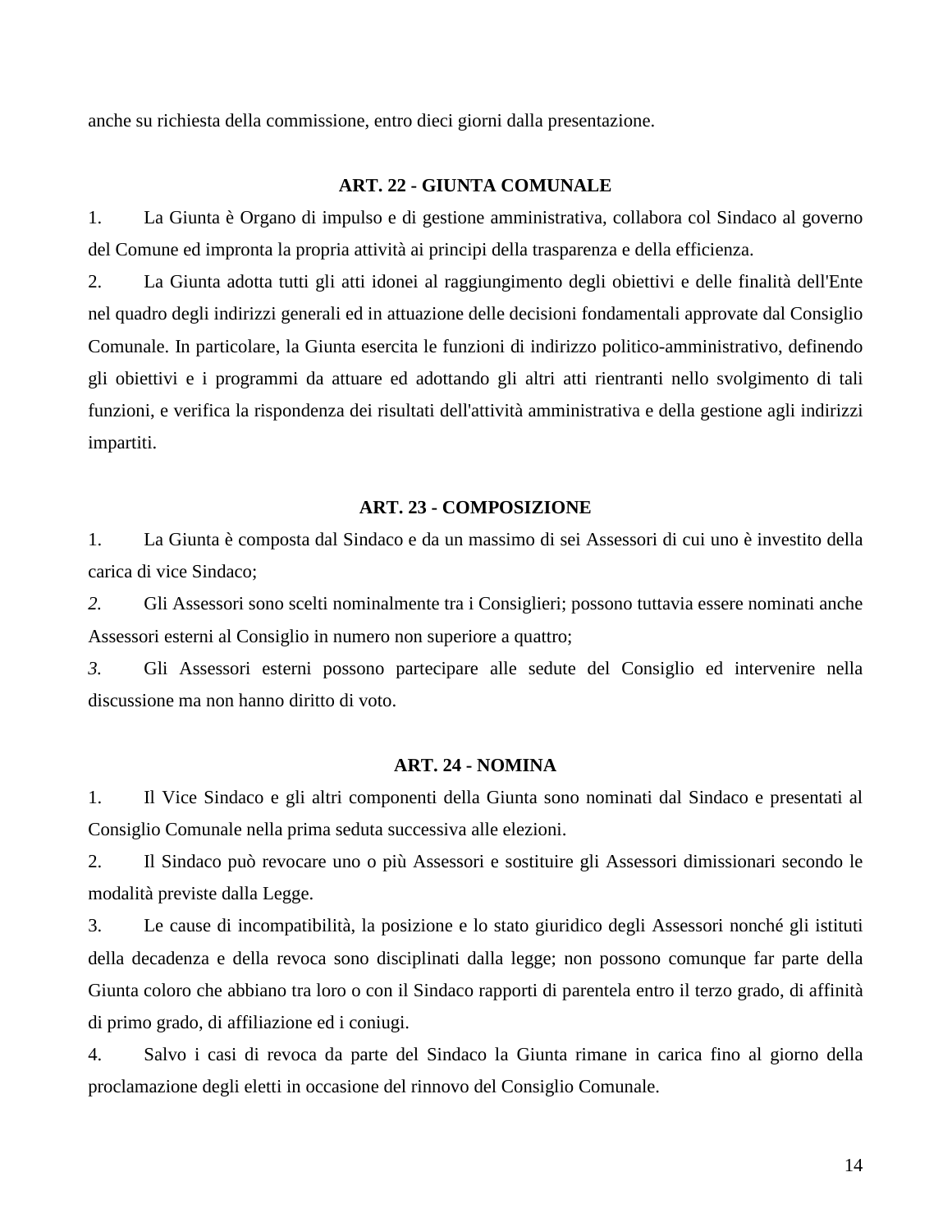anche su richiesta della commissione, entro dieci giorni dalla presentazione.

## ART. 22 - GIUNTA COMUNALE

1. La Giunta è Organo di impulso e di gestione amministrativa, collabora col Sindaco al governo del Comune ed impronta la propria attività ai principi della trasparenza e della efficienza.

2. La Giunta adotta tutti gli atti idonei al raggiungimento degli obiettivi e delle finalità dell'Ente nel quadro degli indirizzi generali ed in attuazione delle decisioni fondamentali approvate dal Consiglio Comunale. In particolare, la Giunta esercita le funzioni di indirizzo politico-amministrativo, definendo gli obiettivi e i programmi da attuare ed adottando gli altri atti rientranti nello svolgimento di tali funzioni, e verifica la rispondenza dei risultati dell'attività amministrativa e della gestione agli indirizzi impartiti.

## ART. 23 - COMPOSIZIONE

1. La Giunta è composta dal Sindaco e da un massimo di sei Assessori di cui uno è investito della carica di vice Sindaco;

*2.* Gli Assessori sono scelti nominalmente tra i Consiglieri; possono tuttavia essere nominati anche Assessori esterni al Consiglio in numero non superiore a quattro;

*3.* Gli Assessori esterni possono partecipare alle sedute del Consiglio ed intervenire nella discussione ma non hanno diritto di voto.

## ART. 24 - NOMINA

1. Il Vice Sindaco e gli altri componenti della Giunta sono nominati dal Sindaco e presentati al Consiglio Comunale nella prima seduta successiva alle elezioni.

2. Il Sindaco può revocare uno o più Assessori e sostituire gli Assessori dimissionari secondo le modalità previste dalla Legge.

3. Le cause di incompatibilità, la posizione e lo stato giuridico degli Assessori nonché gli istituti della decadenza e della revoca sono disciplinati dalla legge; non possono comunque far parte della Giunta coloro che abbiano tra loro o con il Sindaco rapporti di parentela entro il terzo grado, di affinità di primo grado, di affiliazione ed i coniugi.

4. Salvo i casi di revoca da parte del Sindaco la Giunta rimane in carica fino al giorno della proclamazione degli eletti in occasione del rinnovo del Consiglio Comunale.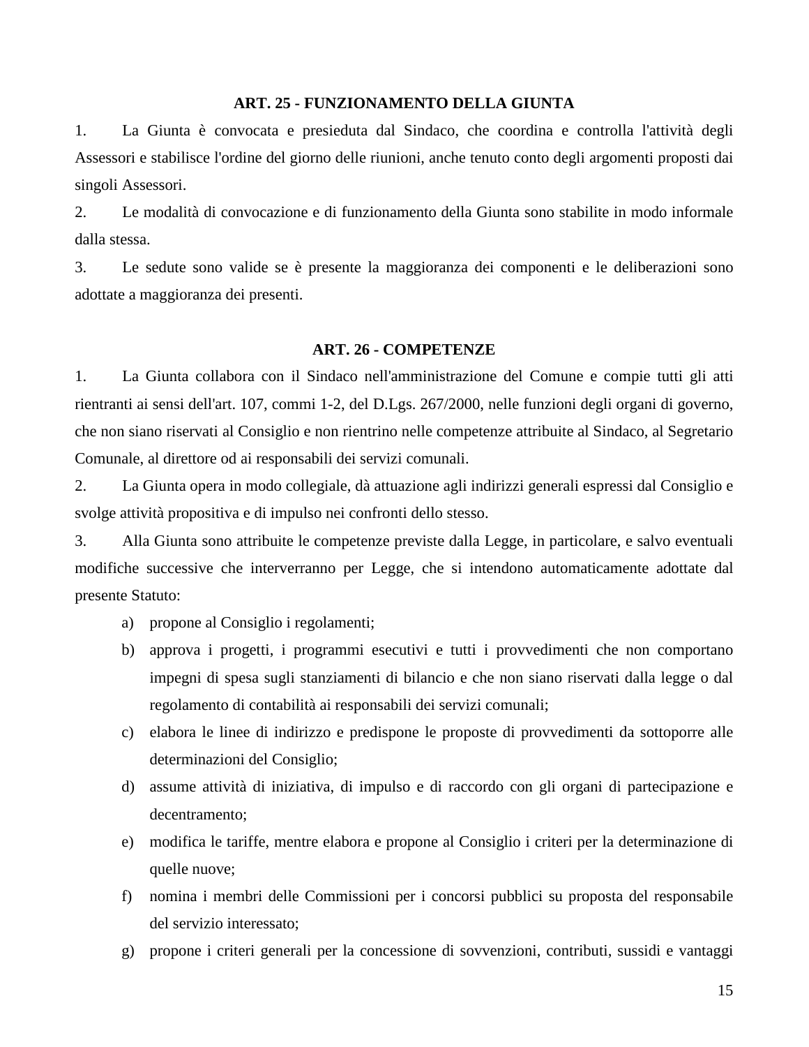## ART. 25 - FUNZIONAMENTO DELLA GIUNTA

1. La Giunta è convocata e presieduta dal Sindaco, che coordina e controlla l'attività degli Assessori e stabilisce l'ordine del giorno delle riunioni, anche tenuto conto degli argomenti proposti dai singoli Assessori.

2. Le modalità di convocazione e di funzionamento della Giunta sono stabilite in modo informale dalla stessa.

3. Le sedute sono valide se è presente la maggioranza dei componenti e le deliberazioni sono adottate a maggioranza dei presenti.

## ART. 26 - COMPETENZE

1. La Giunta collabora con il Sindaco nell'amministrazione del Comune e compie tutti gli atti rientranti ai sensi dell'art. 107, commi 1-2, del D.Lgs. 267/2000, nelle funzioni degli organi di governo, che non siano riservati al Consiglio e non rientrino nelle competenze attribuite al Sindaco, al Segretario Comunale, al direttore od ai responsabili dei servizi comunali.

2. La Giunta opera in modo collegiale, dà attuazione agli indirizzi generali espressi dal Consiglio e svolge attività propositiva e di impulso nei confronti dello stesso.

3. Alla Giunta sono attribuite le competenze previste dalla Legge, in particolare, e salvo eventuali modifiche successive che interverranno per Legge, che si intendono automaticamente adottate dal presente Statuto:

   a) propone al Consiglio i regolamenti;
   b) approva i progetti, i programmi esecutivi e tutti i provvedimenti che non comportano impegni di spesa sugli stanziamenti di bilancio e che non siano riservati dalla legge o dal regolamento di contabilità ai responsabili dei servizi comunali;
   c) elabora le linee di indirizzo e predispone le proposte di provvedimenti da sottoporre alle determinazioni del Consiglio;
   d) assume attività di iniziativa, di impulso e di raccordo con gli organi di partecipazione e decentramento;
   e) modifica le tariffe, mentre elabora e propone al Consiglio i criteri per la determinazione di quelle nuove;
   f) nomina i membri delle Commissioni per i concorsi pubblici su proposta del responsabile del servizio interessato;
   g) propone i criteri generali per la concessione di sovvenzioni, contributi, sussidi e vantaggi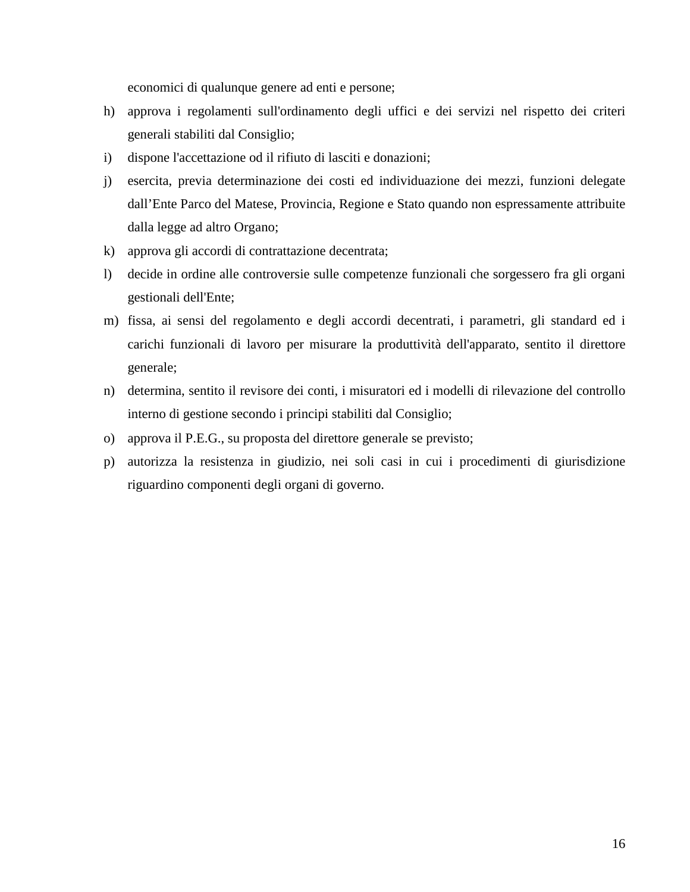economici di qualunque genere ad enti e persone;

h) approva i regolamenti sull'ordinamento degli uffici e dei servizi nel rispetto dei criteri generali stabiliti dal Consiglio;
i) dispone l'accettazione od il rifiuto di lasciti e donazioni;
j) esercita, previa determinazione dei costi ed individuazione dei mezzi, funzioni delegate dall'Ente Parco del Matese, Provincia, Regione e Stato quando non espressamente attribuite dalla legge ad altro Organo;
k) approva gli accordi di contrattazione decentrata;
l) decide in ordine alle controversie sulle competenze funzionali che sorgessero fra gli organi gestionali dell'Ente;
m) fissa, ai sensi del regolamento e degli accordi decentrati, i parametri, gli standard ed i carichi funzionali di lavoro per misurare la produttività dell'apparato, sentito il direttore generale;
n) determina, sentito il revisore dei conti, i misuratori ed i modelli di rilevazione del controllo interno di gestione secondo i principi stabiliti dal Consiglio;
o) approva il P.E.G., su proposta del direttore generale se previsto;
p) autorizza la resistenza in giudizio, nei soli casi in cui i procedimenti di giurisdizione riguardino componenti degli organi di governo.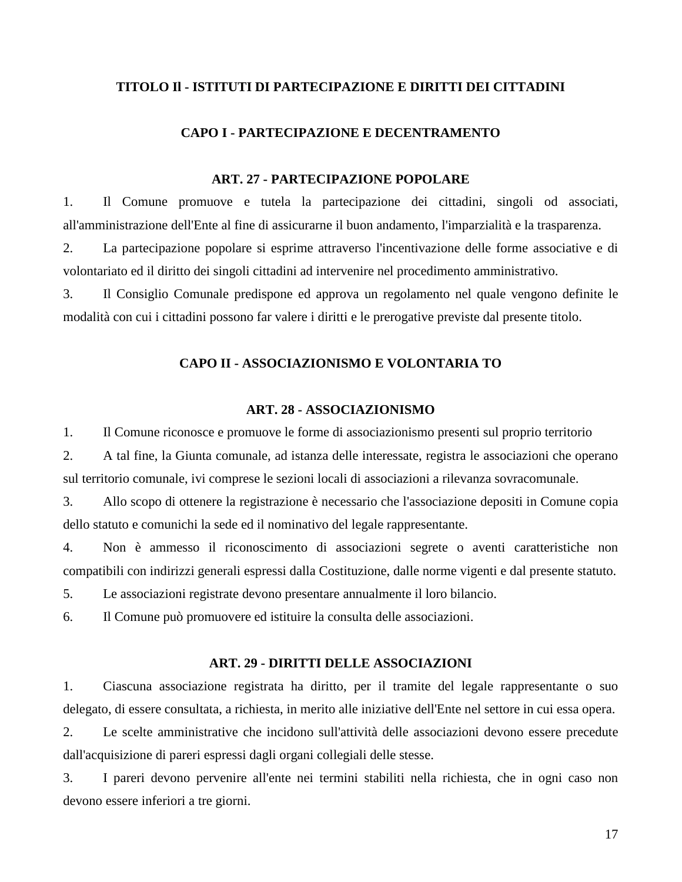## TITOLO Il - ISTITUTI DI PARTECIPAZIONE E DIRITTI DEI CITTADINI

### CAPO I - PARTECIPAZIONE E DECENTRAMENTO

#### ART. 27 - PARTECIPAZIONE POPOLARE

1. Il Comune promuove e tutela la partecipazione dei cittadini, singoli od associati, all'amministrazione dell'Ente al fine di assicurarne il buon andamento, l'imparzialità e la trasparenza.
2. La partecipazione popolare si esprime attraverso l'incentivazione delle forme associative e di volontariato ed il diritto dei singoli cittadini ad intervenire nel procedimento amministrativo.
3. Il Consiglio Comunale predispone ed approva un regolamento nel quale vengono definite le modalità con cui i cittadini possono far valere i diritti e le prerogative previste dal presente titolo.

### CAPO II - ASSOCIAZIONISMO E VOLONTARIA TO

#### ART. 28 - ASSOCIAZIONISMO

1. Il Comune riconosce e promuove le forme di associazionismo presenti sul proprio territorio
2. A tal fine, la Giunta comunale, ad istanza delle interessate, registra le associazioni che operano sul territorio comunale, ivi comprese le sezioni locali di associazioni a rilevanza sovracomunale.
3. Allo scopo di ottenere la registrazione è necessario che l'associazione depositi in Comune copia dello statuto e comunichi la sede ed il nominativo del legale rappresentante.
4. Non è ammesso il riconoscimento di associazioni segrete o aventi caratteristiche non compatibili con indirizzi generali espressi dalla Costituzione, dalle norme vigenti e dal presente statuto.
5. Le associazioni registrate devono presentare annualmente il loro bilancio.
6. Il Comune può promuovere ed istituire la consulta delle associazioni.

#### ART. 29 - DIRITTI DELLE ASSOCIAZIONI

1. Ciascuna associazione registrata ha diritto, per il tramite del legale rappresentante o suo delegato, di essere consultata, a richiesta, in merito alle iniziative dell'Ente nel settore in cui essa opera.
2. Le scelte amministrative che incidono sull'attività delle associazioni devono essere precedute dall'acquisizione di pareri espressi dagli organi collegiali delle stesse.
3. I pareri devono pervenire all'ente nei termini stabiliti nella richiesta, che in ogni caso non devono essere inferiori a tre giorni.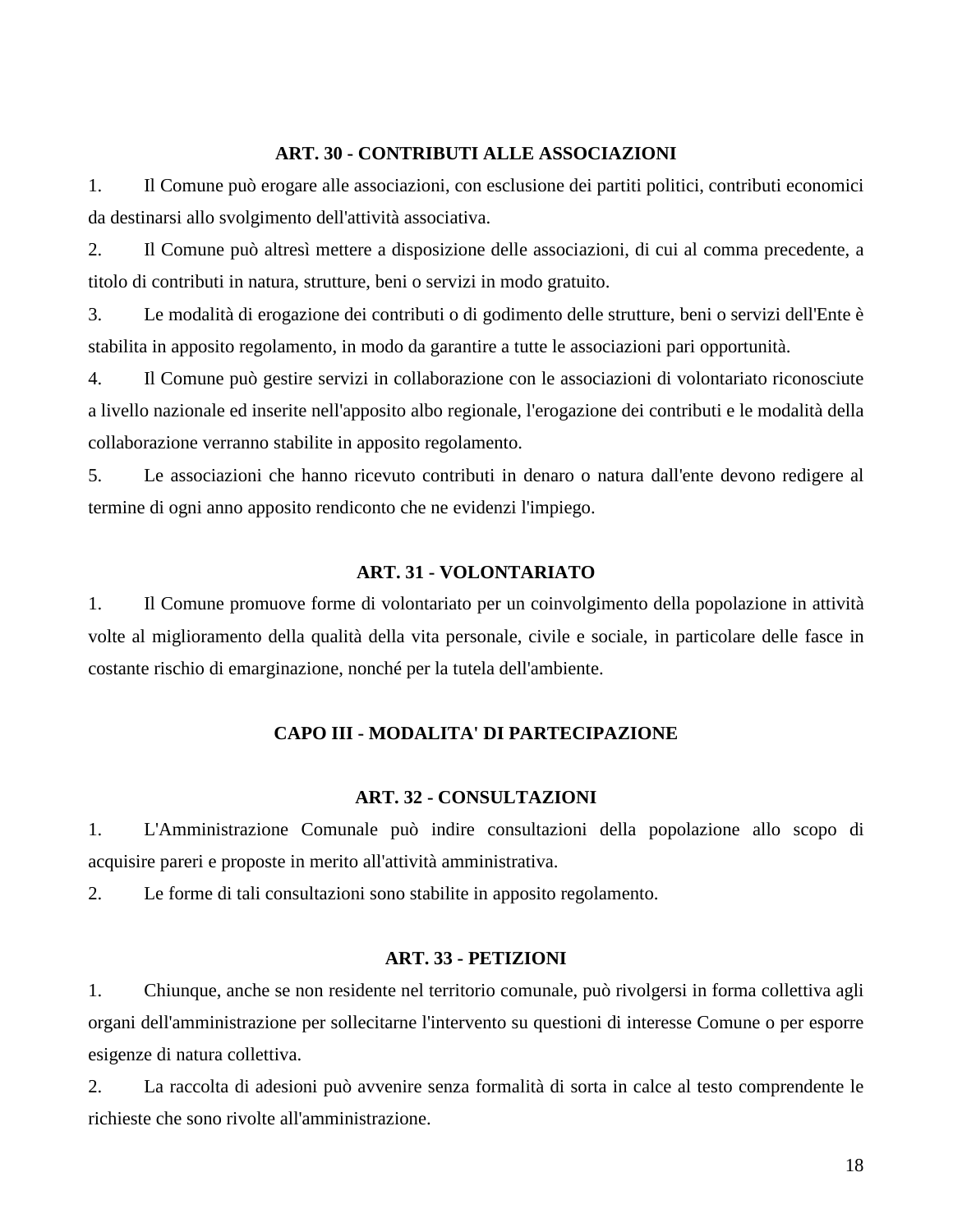### ART. 30 - CONTRIBUTI ALLE ASSOCIAZIONI

1. Il Comune può erogare alle associazioni, con esclusione dei partiti politici, contributi economici da destinarsi allo svolgimento dell'attività associativa.
2. Il Comune può altresì mettere a disposizione delle associazioni, di cui al comma precedente, a titolo di contributi in natura, strutture, beni o servizi in modo gratuito.
3. Le modalità di erogazione dei contributi o di godimento delle strutture, beni o servizi dell'Ente è stabilita in apposito regolamento, in modo da garantire a tutte le associazioni pari opportunità.
4. Il Comune può gestire servizi in collaborazione con le associazioni di volontariato riconosciute a livello nazionale ed inserite nell'apposito albo regionale, l'erogazione dei contributi e le modalità della collaborazione verranno stabilite in apposito regolamento.
5. Le associazioni che hanno ricevuto contributi in denaro o natura dall'ente devono redigere al termine di ogni anno apposito rendiconto che ne evidenzi l'impiego.

### ART. 31 - VOLONTARIATO

1. Il Comune promuove forme di volontariato per un coinvolgimento della popolazione in attività volte al miglioramento della qualità della vita personale, civile e sociale, in particolare delle fasce in costante rischio di emarginazione, nonché per la tutela dell'ambiente.

## CAPO III - MODALITA' DI PARTECIPAZIONE

### ART. 32 - CONSULTAZIONI

1. L'Amministrazione Comunale può indire consultazioni della popolazione allo scopo di acquisire pareri e proposte in merito all'attività amministrativa.
2. Le forme di tali consultazioni sono stabilite in apposito regolamento.

### ART. 33 - PETIZIONI

1. Chiunque, anche se non residente nel territorio comunale, può rivolgersi in forma collettiva agli organi dell'amministrazione per sollecitarne l'intervento su questioni di interesse Comune o per esporre esigenze di natura collettiva.
2. La raccolta di adesioni può avvenire senza formalità di sorta in calce al testo comprendente le richieste che sono rivolte all'amministrazione.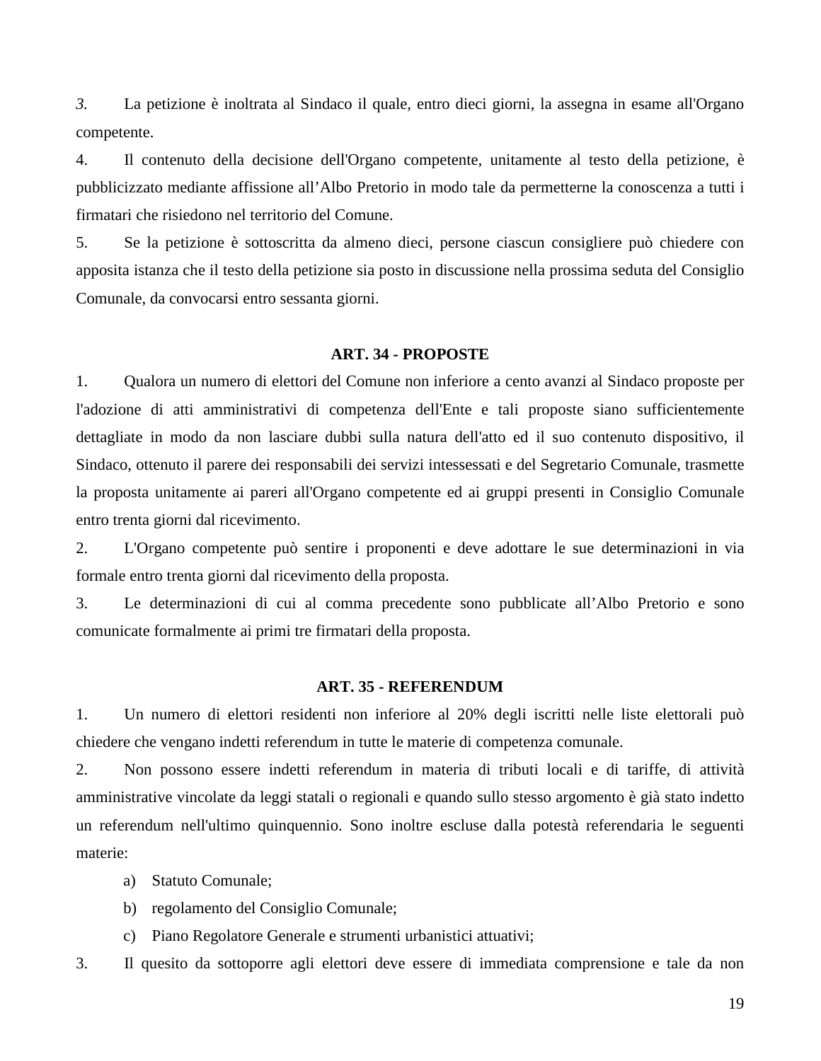3. La petizione è inoltrata al Sindaco il quale, entro dieci giorni, la assegna in esame all'Organo competente.

4. Il contenuto della decisione dell'Organo competente, unitamente al testo della petizione, è pubblicizzato mediante affissione all’Albo Pretorio in modo tale da permetterne la conoscenza a tutti i firmatari che risiedono nel territorio del Comune.

5. Se la petizione è sottoscritta da almeno dieci, persone ciascun consigliere può chiedere con apposita istanza che il testo della petizione sia posto in discussione nella prossima seduta del Consiglio Comunale, da convocarsi entro sessanta giorni.

### ART. 34 - PROPOSTE

1. Qualora un numero di elettori del Comune non inferiore a cento avanzi al Sindaco proposte per l'adozione di atti amministrativi di competenza dell'Ente e tali proposte siano sufficientemente dettagliate in modo da non lasciare dubbi sulla natura dell'atto ed il suo contenuto dispositivo, il Sindaco, ottenuto il parere dei responsabili dei servizi intessessati e del Segretario Comunale, trasmette la proposta unitamente ai pareri all'Organo competente ed ai gruppi presenti in Consiglio Comunale entro trenta giorni dal ricevimento.

2. L'Organo competente può sentire i proponenti e deve adottare le sue determinazioni in via formale entro trenta giorni dal ricevimento della proposta.

3. Le determinazioni di cui al comma precedente sono pubblicate all’Albo Pretorio e sono comunicate formalmente ai primi tre firmatari della proposta.

### ART. 35 - REFERENDUM

1. Un numero di elettori residenti non inferiore al 20% degli iscritti nelle liste elettorali può chiedere che vengano indetti referendum in tutte le materie di competenza comunale.

2. Non possono essere indetti referendum in materia di tributi locali e di tariffe, di attività amministrative vincolate da leggi statali o regionali e quando sullo stesso argomento è già stato indetto un referendum nell'ultimo quinquennio. Sono inoltre escluse dalla potestà referendaria le seguenti materie:

   a) Statuto Comunale;
   b) regolamento del Consiglio Comunale;
   c) Piano Regolatore Generale e strumenti urbanistici attuativi;

3. Il quesito da sottoporre agli elettori deve essere di immediata comprensione e tale da non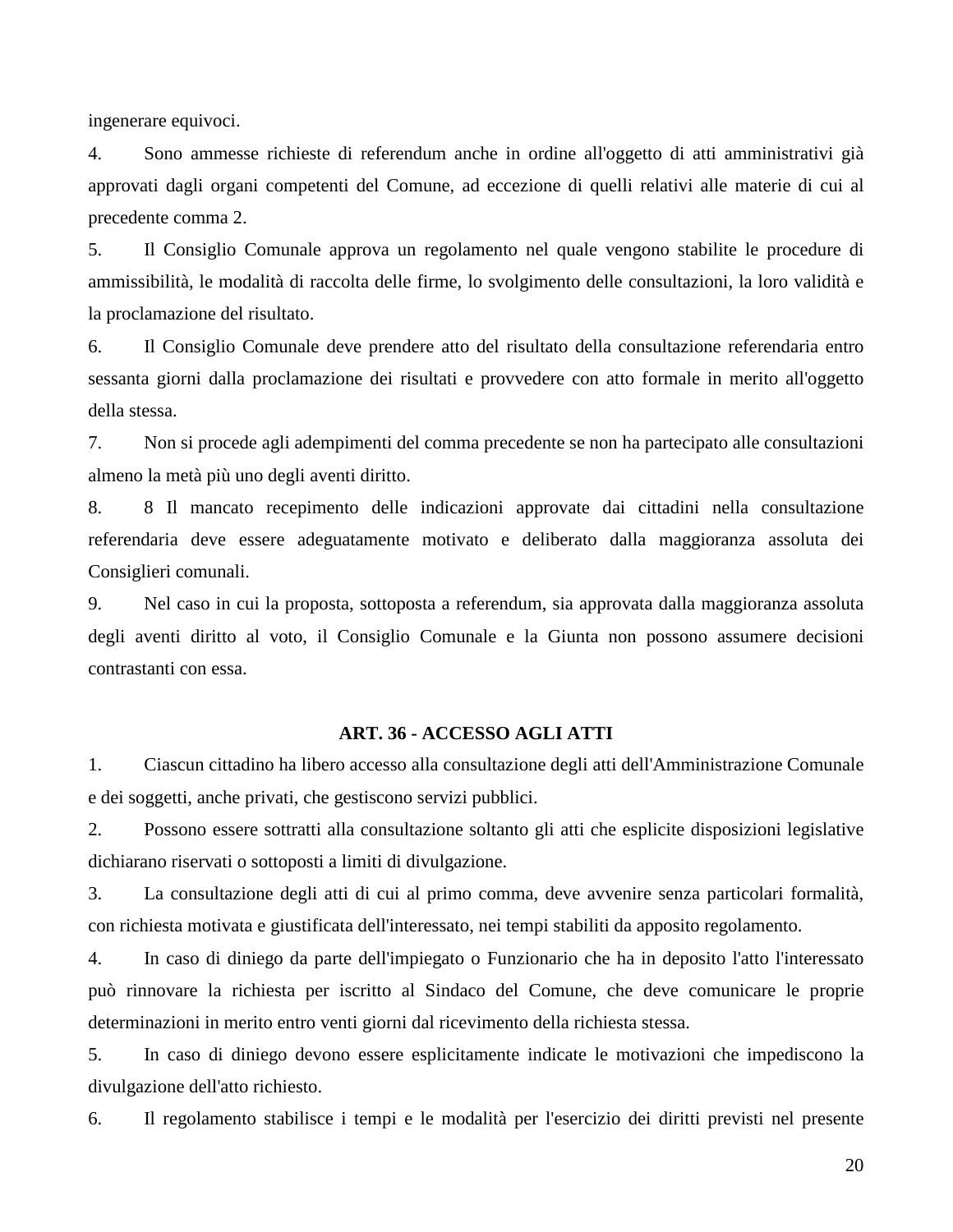ingenerare equivoci.

4. Sono ammesse richieste di referendum anche in ordine all'oggetto di atti amministrativi già approvati dagli organi competenti del Comune, ad eccezione di quelli relativi alle materie di cui al precedente comma 2.

5. Il Consiglio Comunale approva un regolamento nel quale vengono stabilite le procedure di ammissibilità, le modalità di raccolta delle firme, lo svolgimento delle consultazioni, la loro validità e la proclamazione del risultato.

6. Il Consiglio Comunale deve prendere atto del risultato della consultazione referendaria entro sessanta giorni dalla proclamazione dei risultati e provvedere con atto formale in merito all'oggetto della stessa.

7. Non si procede agli adempimenti del comma precedente se non ha partecipato alle consultazioni almeno la metà più uno degli aventi diritto.

8. 8 Il mancato recepimento delle indicazioni approvate dai cittadini nella consultazione referendaria deve essere adeguatamente motivato e deliberato dalla maggioranza assoluta dei Consiglieri comunali.

9. Nel caso in cui la proposta, sottoposta a referendum, sia approvata dalla maggioranza assoluta degli aventi diritto al voto, il Consiglio Comunale e la Giunta non possono assumere decisioni contrastanti con essa.

## ART. 36 - ACCESSO AGLI ATTI

1. Ciascun cittadino ha libero accesso alla consultazione degli atti dell'Amministrazione Comunale e dei soggetti, anche privati, che gestiscono servizi pubblici.

2. Possono essere sottratti alla consultazione soltanto gli atti che esplicite disposizioni legislative dichiarano riservati o sottoposti a limiti di divulgazione.

3. La consultazione degli atti di cui al primo comma, deve avvenire senza particolari formalità, con richiesta motivata e giustificata dell'interessato, nei tempi stabiliti da apposito regolamento.

4. In caso di diniego da parte dell'impiegato o Funzionario che ha in deposito l'atto l'interessato può rinnovare la richiesta per iscritto al Sindaco del Comune, che deve comunicare le proprie determinazioni in merito entro venti giorni dal ricevimento della richiesta stessa.

5. In caso di diniego devono essere esplicitamente indicate le motivazioni che impediscono la divulgazione dell'atto richiesto.

6. Il regolamento stabilisce i tempi e le modalità per l'esercizio dei diritti previsti nel presente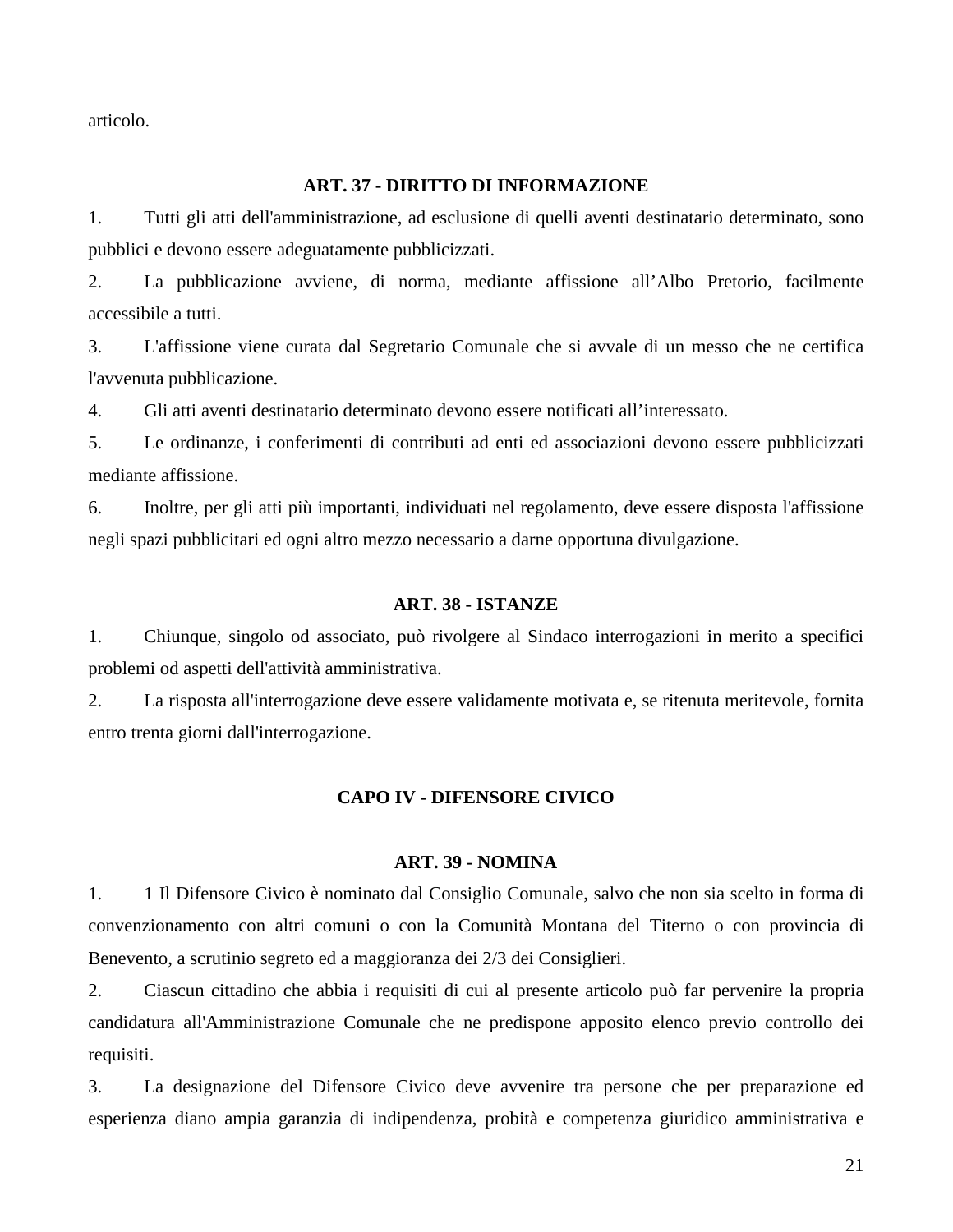articolo.

### ART. 37 - DIRITTO DI INFORMAZIONE

1. Tutti gli atti dell'amministrazione, ad esclusione di quelli aventi destinatario determinato, sono pubblici e devono essere adeguatamente pubblicizzati.
2. La pubblicazione avviene, di norma, mediante affissione all'Albo Pretorio, facilmente accessibile a tutti.
3. L'affissione viene curata dal Segretario Comunale che si avvale di un messo che ne certifica l'avvenuta pubblicazione.
4. Gli atti aventi destinatario determinato devono essere notificati all'interessato.
5. Le ordinanze, i conferimenti di contributi ad enti ed associazioni devono essere pubblicizzati mediante affissione.
6. Inoltre, per gli atti più importanti, individuati nel regolamento, deve essere disposta l'affissione negli spazi pubblicitari ed ogni altro mezzo necessario a darne opportuna divulgazione.

### ART. 38 - ISTANZE

1. Chiunque, singolo od associato, può rivolgere al Sindaco interrogazioni in merito a specifici problemi od aspetti dell'attività amministrativa.
2. La risposta all'interrogazione deve essere validamente motivata e, se ritenuta meritevole, fornita entro trenta giorni dall'interrogazione.

## CAPO IV - DIFENSORE CIVICO

### ART. 39 - NOMINA

1. 1 Il Difensore Civico è nominato dal Consiglio Comunale, salvo che non sia scelto in forma di convenzionamento con altri comuni o con la Comunità Montana del Titerno o con provincia di Benevento, a scrutinio segreto ed a maggioranza dei 2/3 dei Consiglieri.
2. Ciascun cittadino che abbia i requisiti di cui al presente articolo può far pervenire la propria candidatura all'Amministrazione Comunale che ne predispone apposito elenco previo controllo dei requisiti.
3. La designazione del Difensore Civico deve avvenire tra persone che per preparazione ed esperienza diano ampia garanzia di indipendenza, probità e competenza giuridico amministrativa e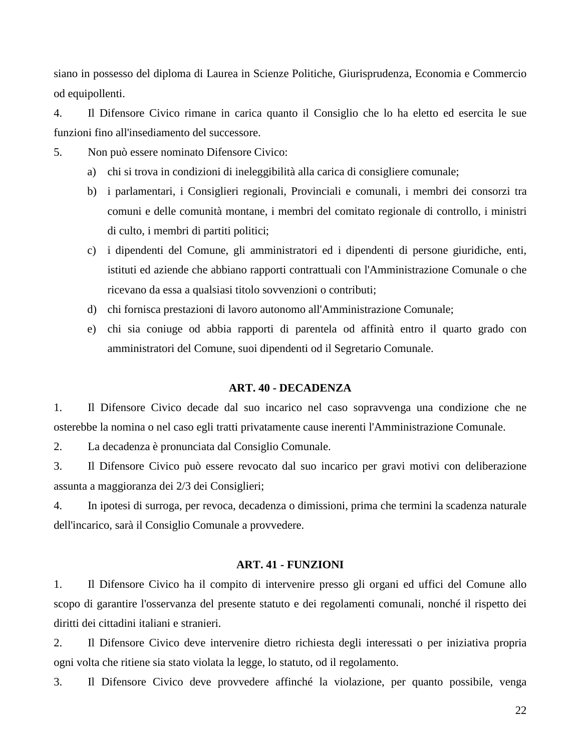siano in possesso del diploma di Laurea in Scienze Politiche, Giurisprudenza, Economia e Commercio od equipollenti.

4. Il Difensore Civico rimane in carica quanto il Consiglio che lo ha eletto ed esercita le sue funzioni fino all'insediamento del successore.

5. Non può essere nominato Difensore Civico:

   a) chi si trova in condizioni di ineleggibilità alla carica di consigliere comunale;
   b) i parlamentari, i Consiglieri regionali, Provinciali e comunali, i membri dei consorzi tra comuni e delle comunità montane, i membri del comitato regionale di controllo, i ministri di culto, i membri di partiti politici;
   c) i dipendenti del Comune, gli amministratori ed i dipendenti di persone giuridiche, enti, istituti ed aziende che abbiano rapporti contrattuali con l'Amministrazione Comunale o che ricevano da essa a qualsiasi titolo sovvenzioni o contributi;
   d) chi fornisca prestazioni di lavoro autonomo all'Amministrazione Comunale;
   e) chi sia coniuge od abbia rapporti di parentela od affinità entro il quarto grado con amministratori del Comune, suoi dipendenti od il Segretario Comunale.

### ART. 40 - DECADENZA

1. Il Difensore Civico decade dal suo incarico nel caso sopravvenga una condizione che ne osterebbe la nomina o nel caso egli tratti privatamente cause inerenti l'Amministrazione Comunale.

2. La decadenza è pronunciata dal Consiglio Comunale.

3. Il Difensore Civico può essere revocato dal suo incarico per gravi motivi con deliberazione assunta a maggioranza dei 2/3 dei Consiglieri;

4. In ipotesi di surroga, per revoca, decadenza o dimissioni, prima che termini la scadenza naturale dell'incarico, sarà il Consiglio Comunale a provvedere.

### ART. 41 - FUNZIONI

1. Il Difensore Civico ha il compito di intervenire presso gli organi ed uffici del Comune allo scopo di garantire l'osservanza del presente statuto e dei regolamenti comunali, nonché il rispetto dei diritti dei cittadini italiani e stranieri.

2. Il Difensore Civico deve intervenire dietro richiesta degli interessati o per iniziativa propria ogni volta che ritiene sia stato violata la legge, lo statuto, od il regolamento.

3. Il Difensore Civico deve provvedere affinché la violazione, per quanto possibile, venga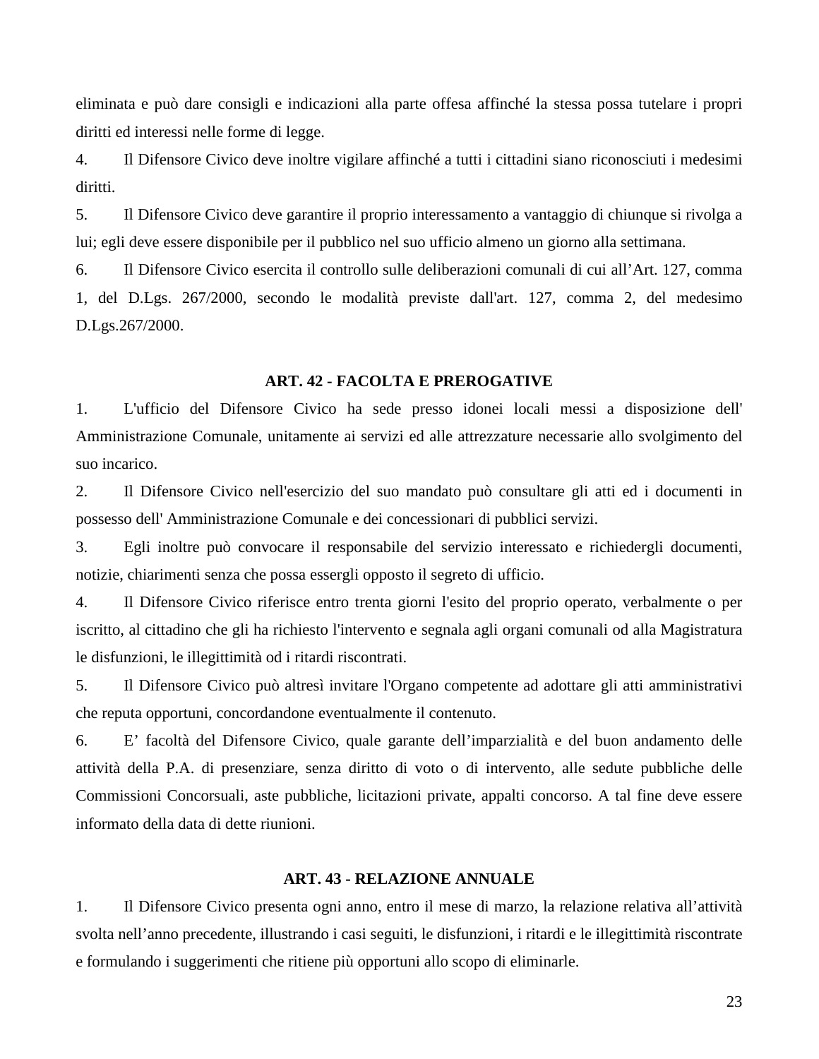eliminata e può dare consigli e indicazioni alla parte offesa affinché la stessa possa tutelare i propri diritti ed interessi nelle forme di legge.

4. Il Difensore Civico deve inoltre vigilare affinché a tutti i cittadini siano riconosciuti i medesimi diritti.

5. Il Difensore Civico deve garantire il proprio interessamento a vantaggio di chiunque si rivolga a lui; egli deve essere disponibile per il pubblico nel suo ufficio almeno un giorno alla settimana.

6. Il Difensore Civico esercita il controllo sulle deliberazioni comunali di cui all'Art. 127, comma 1, del D.Lgs. 267/2000, secondo le modalità previste dall'art. 127, comma 2, del medesimo D.Lgs.267/2000.

## ART. 42 - FACOLTA E PREROGATIVE

1. L'ufficio del Difensore Civico ha sede presso idonei locali messi a disposizione dell' Amministrazione Comunale, unitamente ai servizi ed alle attrezzature necessarie allo svolgimento del suo incarico.

2. Il Difensore Civico nell'esercizio del suo mandato può consultare gli atti ed i documenti in possesso dell' Amministrazione Comunale e dei concessionari di pubblici servizi.

3. Egli inoltre può convocare il responsabile del servizio interessato e richiedergli documenti, notizie, chiarimenti senza che possa essergli opposto il segreto di ufficio.

4. Il Difensore Civico riferisce entro trenta giorni l'esito del proprio operato, verbalmente o per iscritto, al cittadino che gli ha richiesto l'intervento e segnala agli organi comunali od alla Magistratura le disfunzioni, le illegittimità od i ritardi riscontrati.

5. Il Difensore Civico può altresì invitare l'Organo competente ad adottare gli atti amministrativi che reputa opportuni, concordandone eventualmente il contenuto.

6. E' facoltà del Difensore Civico, quale garante dell'imparzialità e del buon andamento delle attività della P.A. di presenziare, senza diritto di voto o di intervento, alle sedute pubbliche delle Commissioni Concorsuali, aste pubbliche, licitazioni private, appalti concorso. A tal fine deve essere informato della data di dette riunioni.

## ART. 43 - RELAZIONE ANNUALE

1. Il Difensore Civico presenta ogni anno, entro il mese di marzo, la relazione relativa all'attività svolta nell'anno precedente, illustrando i casi seguiti, le disfunzioni, i ritardi e le illegittimità riscontrate e formulando i suggerimenti che ritiene più opportuni allo scopo di eliminarle.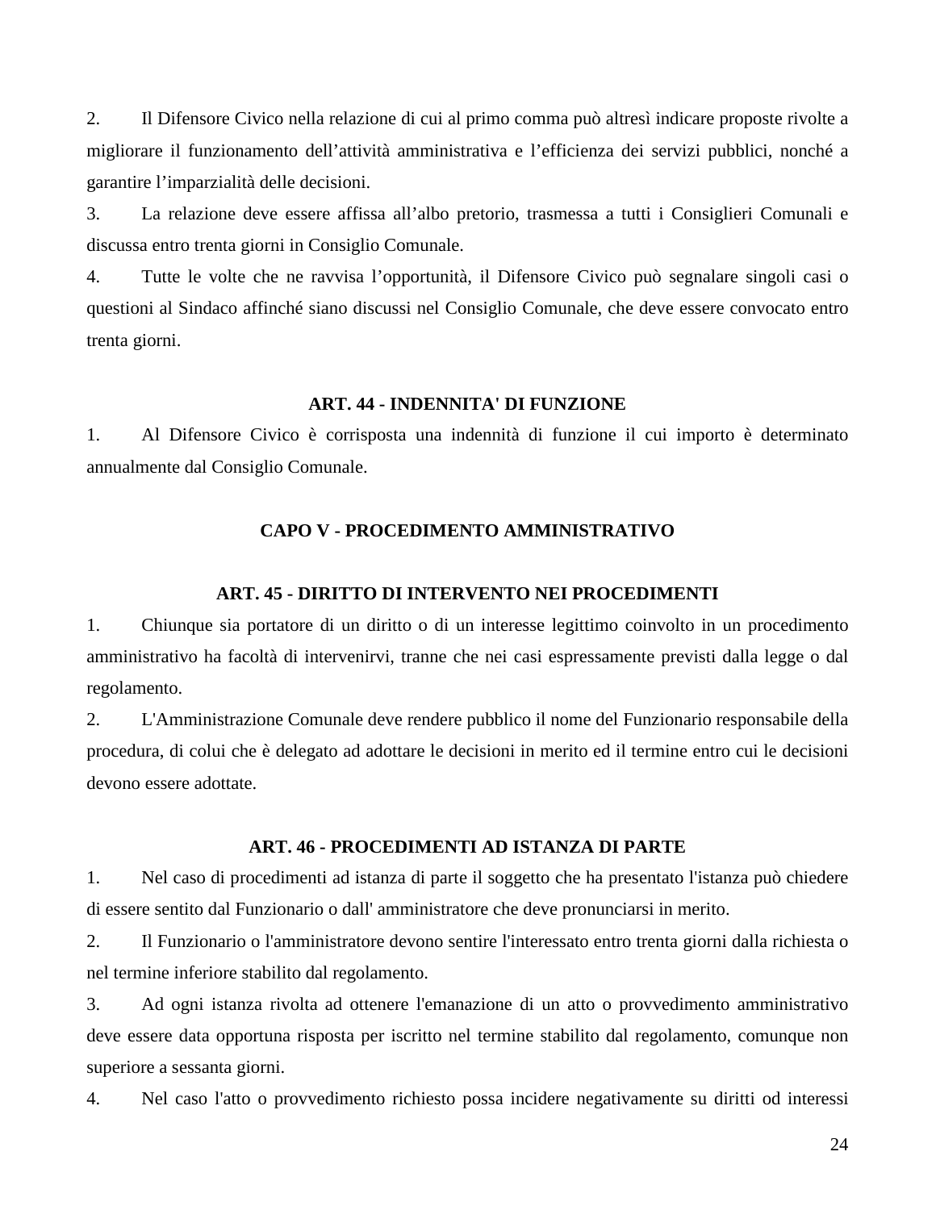2. Il Difensore Civico nella relazione di cui al primo comma può altresì indicare proposte rivolte a migliorare il funzionamento dell’attività amministrativa e l’efficienza dei servizi pubblici, nonché a garantire l’imparzialità delle decisioni.

3. La relazione deve essere affissa all’albo pretorio, trasmessa a tutti i Consiglieri Comunali e discussa entro trenta giorni in Consiglio Comunale.

4. Tutte le volte che ne ravvisa l’opportunità, il Difensore Civico può segnalare singoli casi o questioni al Sindaco affinché siano discussi nel Consiglio Comunale, che deve essere convocato entro trenta giorni.

### ART. 44 - INDENNITA' DI FUNZIONE

1. Al Difensore Civico è corrisposta una indennità di funzione il cui importo è determinato annualmente dal Consiglio Comunale.

## CAPO V - PROCEDIMENTO AMMINISTRATIVO

### ART. 45 - DIRITTO DI INTERVENTO NEI PROCEDIMENTI

1. Chiunque sia portatore di un diritto o di un interesse legittimo coinvolto in un procedimento amministrativo ha facoltà di intervenirvi, tranne che nei casi espressamente previsti dalla legge o dal regolamento.

2. L'Amministrazione Comunale deve rendere pubblico il nome del Funzionario responsabile della procedura, di colui che è delegato ad adottare le decisioni in merito ed il termine entro cui le decisioni devono essere adottate.

### ART. 46 - PROCEDIMENTI AD ISTANZA DI PARTE

1. Nel caso di procedimenti ad istanza di parte il soggetto che ha presentato l'istanza può chiedere di essere sentito dal Funzionario o dall' amministratore che deve pronunciarsi in merito.

2. Il Funzionario o l'amministratore devono sentire l'interessato entro trenta giorni dalla richiesta o nel termine inferiore stabilito dal regolamento.

3. Ad ogni istanza rivolta ad ottenere l'emanazione di un atto o provvedimento amministrativo deve essere data opportuna risposta per iscritto nel termine stabilito dal regolamento, comunque non superiore a sessanta giorni.

4. Nel caso l'atto o provvedimento richiesto possa incidere negativamente su diritti od interessi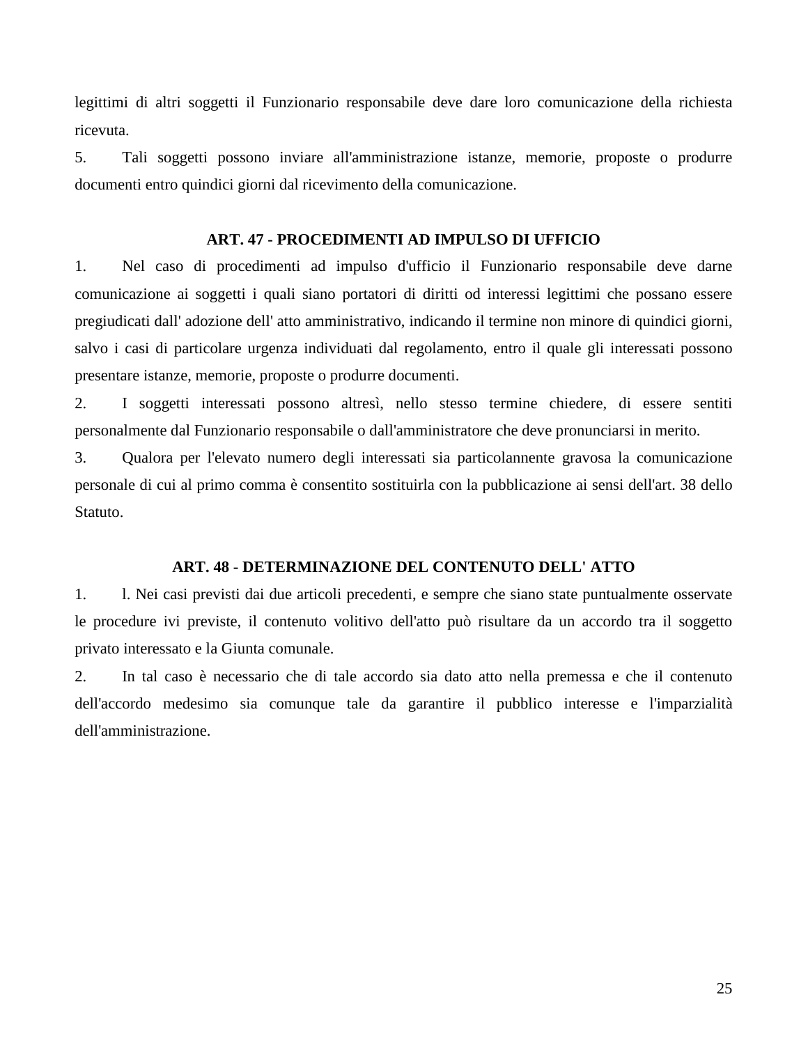legittimi di altri soggetti il Funzionario responsabile deve dare loro comunicazione della richiesta ricevuta.

5. Tali soggetti possono inviare all'amministrazione istanze, memorie, proposte o produrre documenti entro quindici giorni dal ricevimento della comunicazione.

### ART. 47 - PROCEDIMENTI AD IMPULSO DI UFFICIO

1. Nel caso di procedimenti ad impulso d'ufficio il Funzionario responsabile deve darne comunicazione ai soggetti i quali siano portatori di diritti od interessi legittimi che possano essere pregiudicati dall' adozione dell' atto amministrativo, indicando il termine non minore di quindici giorni, salvo i casi di particolare urgenza individuati dal regolamento, entro il quale gli interessati possono presentare istanze, memorie, proposte o produrre documenti.

2. I soggetti interessati possono altresì, nello stesso termine chiedere, di essere sentiti personalmente dal Funzionario responsabile o dall'amministratore che deve pronunciarsi in merito.

3. Qualora per l'elevato numero degli interessati sia particolannente gravosa la comunicazione personale di cui al primo comma è consentito sostituirla con la pubblicazione ai sensi dell'art. 38 dello Statuto.

### ART. 48 - DETERMINAZIONE DEL CONTENUTO DELL' ATTO

1. l. Nei casi previsti dai due articoli precedenti, e sempre che siano state puntualmente osservate le procedure ivi previste, il contenuto volitivo dell'atto può risultare da un accordo tra il soggetto privato interessato e la Giunta comunale.

2. In tal caso è necessario che di tale accordo sia dato atto nella premessa e che il contenuto dell'accordo medesimo sia comunque tale da garantire il pubblico interesse e l'imparzialità dell'amministrazione.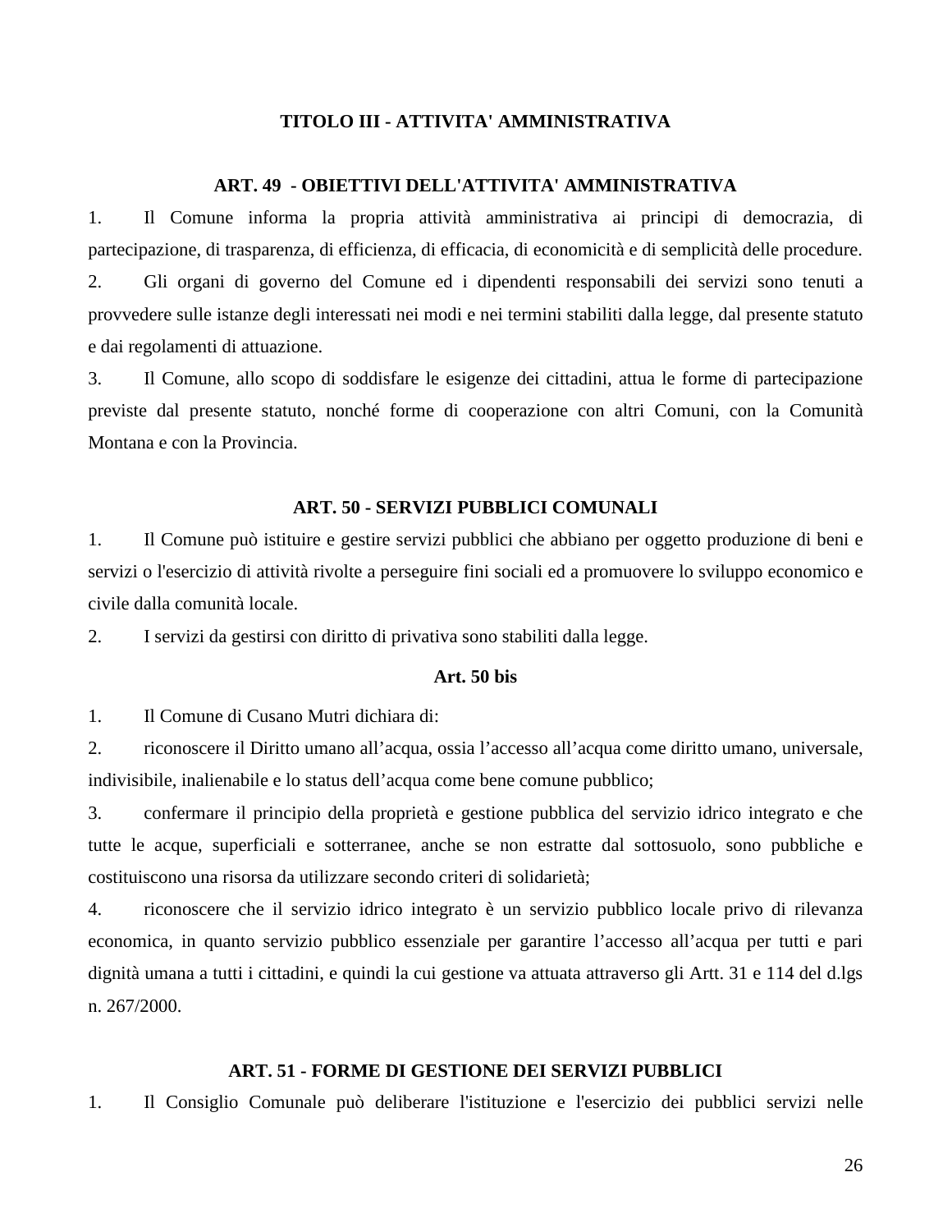## TITOLO III - ATTIVITA' AMMINISTRATIVA

### ART. 49 - OBIETTIVI DELL'ATTIVITA' AMMINISTRATIVA

1. Il Comune informa la propria attività amministrativa ai principi di democrazia, di partecipazione, di trasparenza, di efficienza, di efficacia, di economicità e di semplicità delle procedure.
2. Gli organi di governo del Comune ed i dipendenti responsabili dei servizi sono tenuti a provvedere sulle istanze degli interessati nei modi e nei termini stabiliti dalla legge, dal presente statuto e dai regolamenti di attuazione.
3. Il Comune, allo scopo di soddisfare le esigenze dei cittadini, attua le forme di partecipazione previste dal presente statuto, nonché forme di cooperazione con altri Comuni, con la Comunità Montana e con la Provincia.

### ART. 50 - SERVIZI PUBBLICI COMUNALI

1. Il Comune può istituire e gestire servizi pubblici che abbiano per oggetto produzione di beni e servizi o l'esercizio di attività rivolte a perseguire fini sociali ed a promuovere lo sviluppo economico e civile dalla comunità locale.
2. I servizi da gestirsi con diritto di privativa sono stabiliti dalla legge.

### Art. 50 bis

1. Il Comune di Cusano Mutri dichiara di:
2. riconoscere il Diritto umano all'acqua, ossia l'accesso all'acqua come diritto umano, universale, indivisibile, inalienabile e lo status dell'acqua come bene comune pubblico;
3. confermare il principio della proprietà e gestione pubblica del servizio idrico integrato e che tutte le acque, superficiali e sotterranee, anche se non estratte dal sottosuolo, sono pubbliche e costituiscono una risorsa da utilizzare secondo criteri di solidarietà;
4. riconoscere che il servizio idrico integrato è un servizio pubblico locale privo di rilevanza economica, in quanto servizio pubblico essenziale per garantire l'accesso all'acqua per tutti e pari dignità umana a tutti i cittadini, e quindi la cui gestione va attuata attraverso gli Artt. 31 e 114 del d.lgs n. 267/2000.

### ART. 51 - FORME DI GESTIONE DEI SERVIZI PUBBLICI

1. Il Consiglio Comunale può deliberare l'istituzione e l'esercizio dei pubblici servizi nelle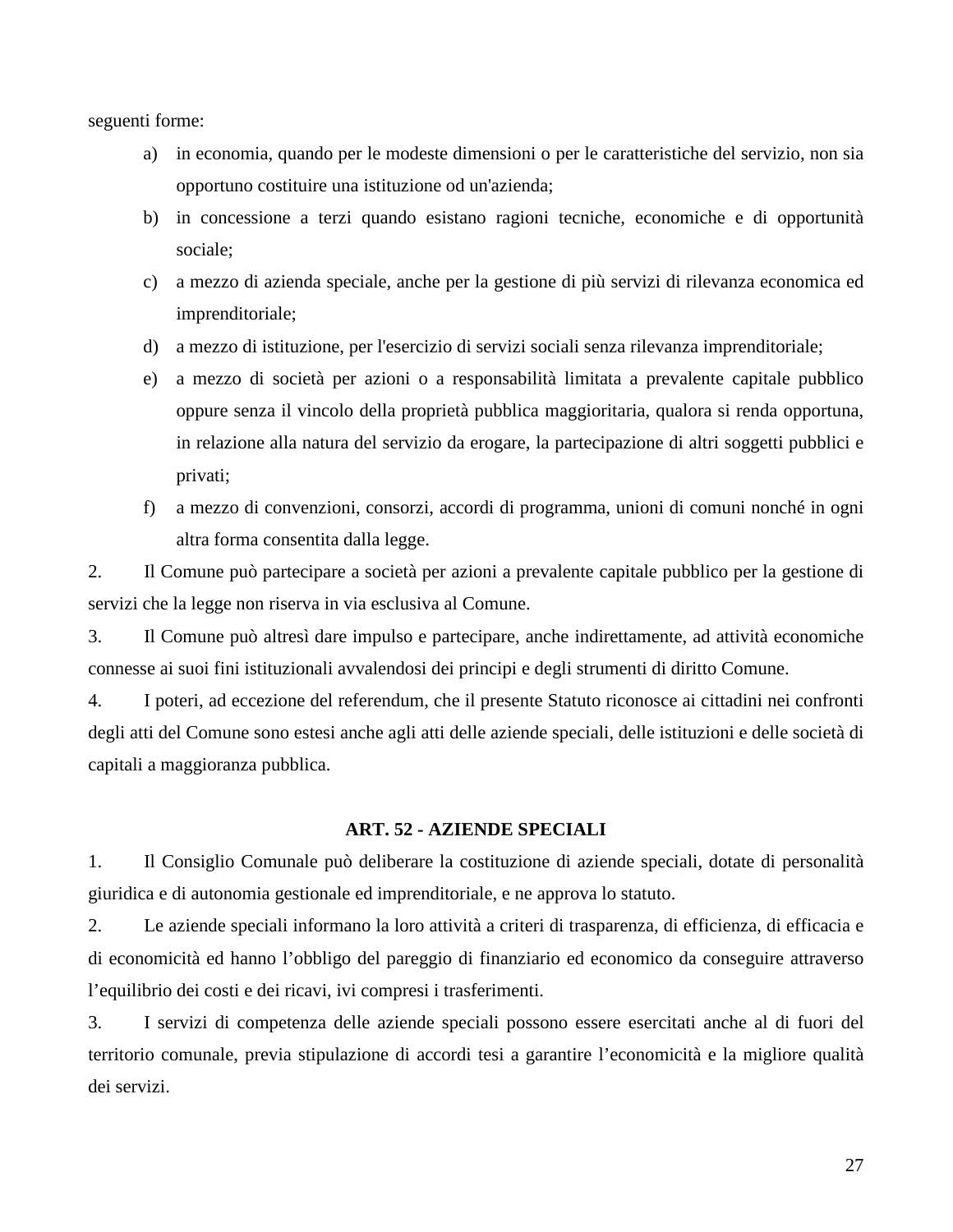seguenti forme:

a) in economia, quando per le modeste dimensioni o per le caratteristiche del servizio, non sia opportuno costituire una istituzione od un'azienda;
b) in concessione a terzi quando esistano ragioni tecniche, economiche e di opportunità sociale;
c) a mezzo di azienda speciale, anche per la gestione di più servizi di rilevanza economica ed imprenditoriale;
d) a mezzo di istituzione, per l'esercizio di servizi sociali senza rilevanza imprenditoriale;
e) a mezzo di società per azioni o a responsabilità limitata a prevalente capitale pubblico oppure senza il vincolo della proprietà pubblica maggioritaria, qualora si renda opportuna, in relazione alla natura del servizio da erogare, la partecipazione di altri soggetti pubblici e privati;
f) a mezzo di convenzioni, consorzi, accordi di programma, unioni di comuni nonché in ogni altra forma consentita dalla legge.

2. Il Comune può partecipare a società per azioni a prevalente capitale pubblico per la gestione di servizi che la legge non riserva in via esclusiva al Comune.

3. Il Comune può altresì dare impulso e partecipare, anche indirettamente, ad attività economiche connesse ai suoi fini istituzionali avvalendosi dei principi e degli strumenti di diritto Comune.

4. I poteri, ad eccezione del referendum, che il presente Statuto riconosce ai cittadini nei confronti degli atti del Comune sono estesi anche agli atti delle aziende speciali, delle istituzioni e delle società di capitali a maggioranza pubblica.

## ART. 52 - AZIENDE SPECIALI

1. Il Consiglio Comunale può deliberare la costituzione di aziende speciali, dotate di personalità giuridica e di autonomia gestionale ed imprenditoriale, e ne approva lo statuto.

2. Le aziende speciali informano la loro attività a criteri di trasparenza, di efficienza, di efficacia e di economicità ed hanno l'obbligo del pareggio di finanziario ed economico da conseguire attraverso l'equilibrio dei costi e dei ricavi, ivi compresi i trasferimenti.

3. I servizi di competenza delle aziende speciali possono essere esercitati anche al di fuori del territorio comunale, previa stipulazione di accordi tesi a garantire l'economicità e la migliore qualità dei servizi.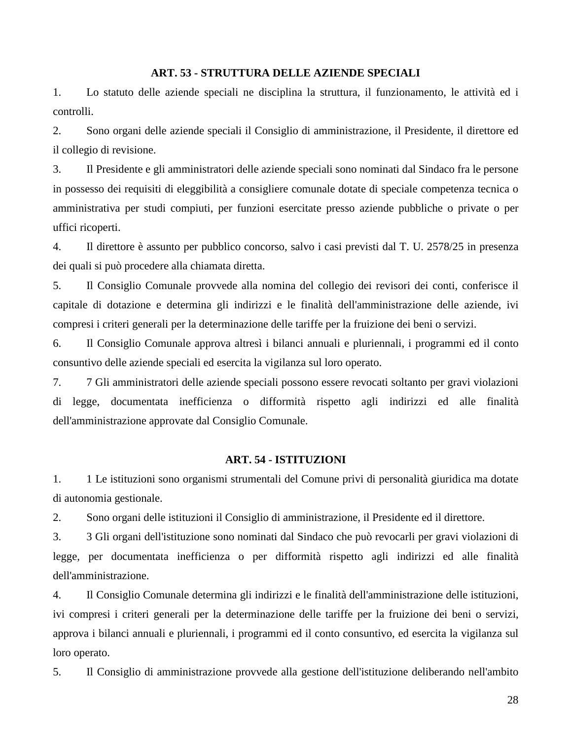**ART. 53 - STRUTTURA DELLE AZIENDE SPECIALI**

1. Lo statuto delle aziende speciali ne disciplina la struttura, il funzionamento, le attività ed i controlli.
2. Sono organi delle aziende speciali il Consiglio di amministrazione, il Presidente, il direttore ed il collegio di revisione.
3. Il Presidente e gli amministratori delle aziende speciali sono nominati dal Sindaco fra le persone in possesso dei requisiti di eleggibilità a consigliere comunale dotate di speciale competenza tecnica o amministrativa per studi compiuti, per funzioni esercitate presso aziende pubbliche o private o per uffici ricoperti.
4. Il direttore è assunto per pubblico concorso, salvo i casi previsti dal T. U. 2578/25 in presenza dei quali si può procedere alla chiamata diretta.
5. Il Consiglio Comunale provvede alla nomina del collegio dei revisori dei conti, conferisce il capitale di dotazione e determina gli indirizzi e le finalità dell'amministrazione delle aziende, ivi compresi i criteri generali per la determinazione delle tariffe per la fruizione dei beni o servizi.
6. Il Consiglio Comunale approva altresì i bilanci annuali e pluriennali, i programmi ed il conto consuntivo delle aziende speciali ed esercita la vigilanza sul loro operato.
7. 7 Gli amministratori delle aziende speciali possono essere revocati soltanto per gravi violazioni di legge, documentata inefficienza o difformità rispetto agli indirizzi ed alle finalità dell'amministrazione approvate dal Consiglio Comunale.

**ART. 54 - ISTITUZIONI**

1. 1 Le istituzioni sono organismi strumentali del Comune privi di personalità giuridica ma dotate di autonomia gestionale.
2. Sono organi delle istituzioni il Consiglio di amministrazione, il Presidente ed il direttore.
3. 3 Gli organi dell'istituzione sono nominati dal Sindaco che può revocarli per gravi violazioni di legge, per documentata inefficienza o per difformità rispetto agli indirizzi ed alle finalità dell'amministrazione.
4. Il Consiglio Comunale determina gli indirizzi e le finalità dell'amministrazione delle istituzioni, ivi compresi i criteri generali per la determinazione delle tariffe per la fruizione dei beni o servizi, approva i bilanci annuali e pluriennali, i programmi ed il conto consuntivo, ed esercita la vigilanza sul loro operato.
5. Il Consiglio di amministrazione provvede alla gestione dell'istituzione deliberando nell'ambito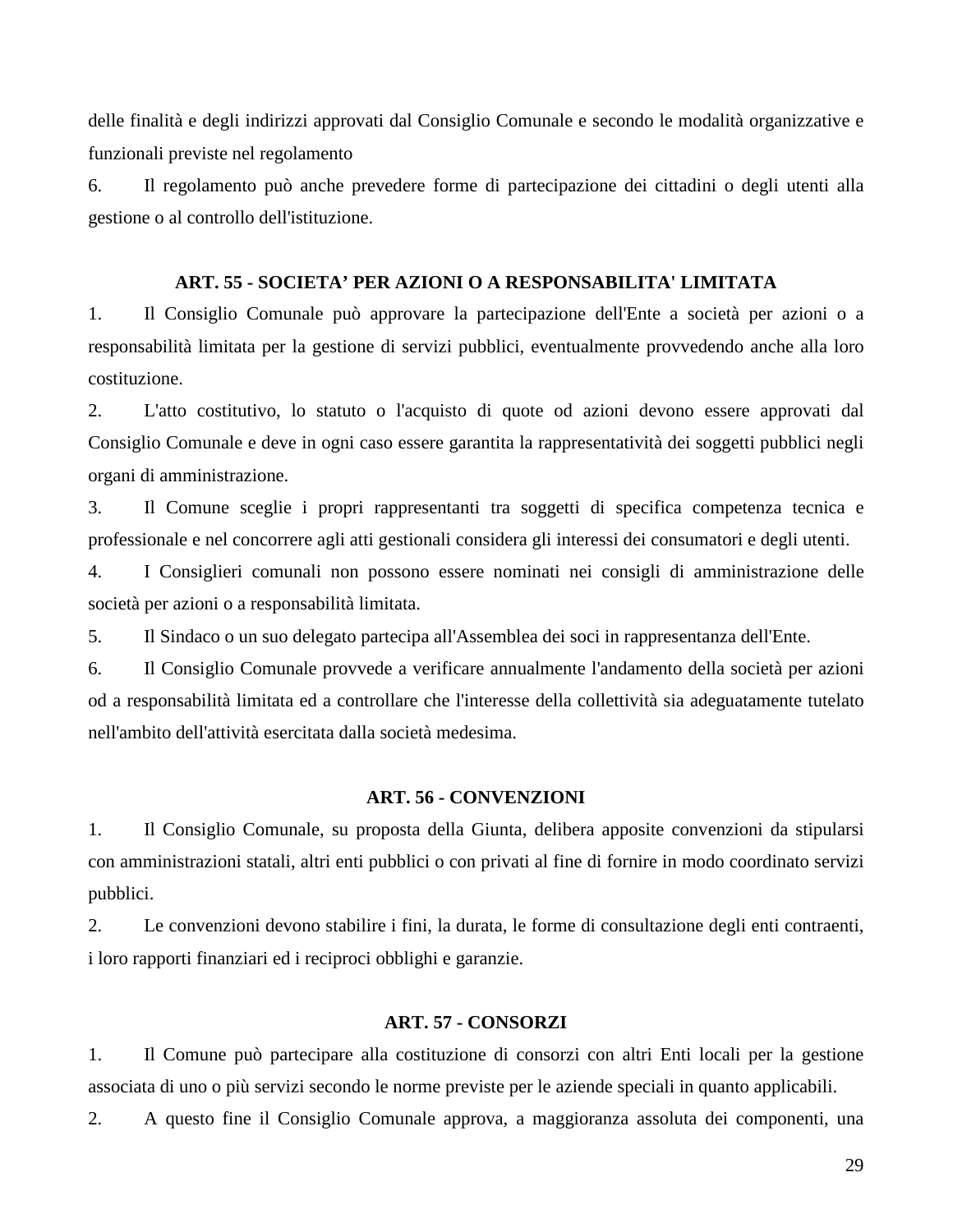delle finalità e degli indirizzi approvati dal Consiglio Comunale e secondo le modalità organizzative e funzionali previste nel regolamento

6. Il regolamento può anche prevedere forme di partecipazione dei cittadini o degli utenti alla gestione o al controllo dell'istituzione.

### ART. 55 - SOCIETA' PER AZIONI O A RESPONSABILITA' LIMITATA

1. Il Consiglio Comunale può approvare la partecipazione dell'Ente a società per azioni o a responsabilità limitata per la gestione di servizi pubblici, eventualmente provvedendo anche alla loro costituzione.
2. L'atto costitutivo, lo statuto o l'acquisto di quote od azioni devono essere approvati dal Consiglio Comunale e deve in ogni caso essere garantita la rappresentatività dei soggetti pubblici negli organi di amministrazione.
3. Il Comune sceglie i propri rappresentanti tra soggetti di specifica competenza tecnica e professionale e nel concorrere agli atti gestionali considera gli interessi dei consumatori e degli utenti.
4. I Consiglieri comunali non possono essere nominati nei consigli di amministrazione delle società per azioni o a responsabilità limitata.
5. Il Sindaco o un suo delegato partecipa all'Assemblea dei soci in rappresentanza dell'Ente.
6. Il Consiglio Comunale provvede a verificare annualmente l'andamento della società per azioni od a responsabilità limitata ed a controllare che l'interesse della collettività sia adeguatamente tutelato nell'ambito dell'attività esercitata dalla società medesima.

### ART. 56 - CONVENZIONI

1. Il Consiglio Comunale, su proposta della Giunta, delibera apposite convenzioni da stipularsi con amministrazioni statali, altri enti pubblici o con privati al fine di fornire in modo coordinato servizi pubblici.
2. Le convenzioni devono stabilire i fini, la durata, le forme di consultazione degli enti contraenti, i loro rapporti finanziari ed i reciproci obblighi e garanzie.

### ART. 57 - CONSORZI

1. Il Comune può partecipare alla costituzione di consorzi con altri Enti locali per la gestione associata di uno o più servizi secondo le norme previste per le aziende speciali in quanto applicabili.
2. A questo fine il Consiglio Comunale approva, a maggioranza assoluta dei componenti, una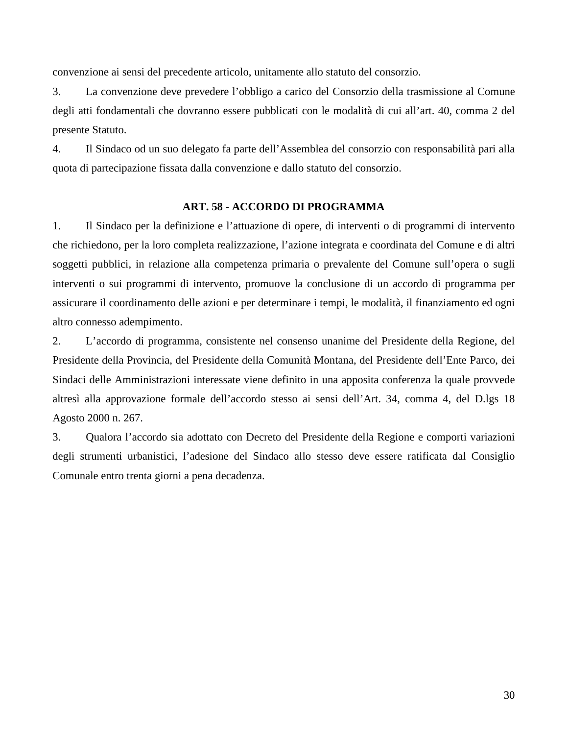convenzione ai sensi del precedente articolo, unitamente allo statuto del consorzio.

3. La convenzione deve prevedere l'obbligo a carico del Consorzio della trasmissione al Comune degli atti fondamentali che dovranno essere pubblicati con le modalità di cui all'art. 40, comma 2 del presente Statuto.

4. Il Sindaco od un suo delegato fa parte dell'Assemblea del consorzio con responsabilità pari alla quota di partecipazione fissata dalla convenzione e dallo statuto del consorzio.

## ART. 58 - ACCORDO DI PROGRAMMA

1. Il Sindaco per la definizione e l'attuazione di opere, di interventi o di programmi di intervento che richiedono, per la loro completa realizzazione, l'azione integrata e coordinata del Comune e di altri soggetti pubblici, in relazione alla competenza primaria o prevalente del Comune sull'opera o sugli interventi o sui programmi di intervento, promuove la conclusione di un accordo di programma per assicurare il coordinamento delle azioni e per determinare i tempi, le modalità, il finanziamento ed ogni altro connesso adempimento.

2. L'accordo di programma, consistente nel consenso unanime del Presidente della Regione, del Presidente della Provincia, del Presidente della Comunità Montana, del Presidente dell'Ente Parco, dei Sindaci delle Amministrazioni interessate viene definito in una apposita conferenza la quale provvede altresì alla approvazione formale dell'accordo stesso ai sensi dell'Art. 34, comma 4, del D.lgs 18 Agosto 2000 n. 267.

3. Qualora l'accordo sia adottato con Decreto del Presidente della Regione e comporti variazioni degli strumenti urbanistici, l'adesione del Sindaco allo stesso deve essere ratificata dal Consiglio Comunale entro trenta giorni a pena decadenza.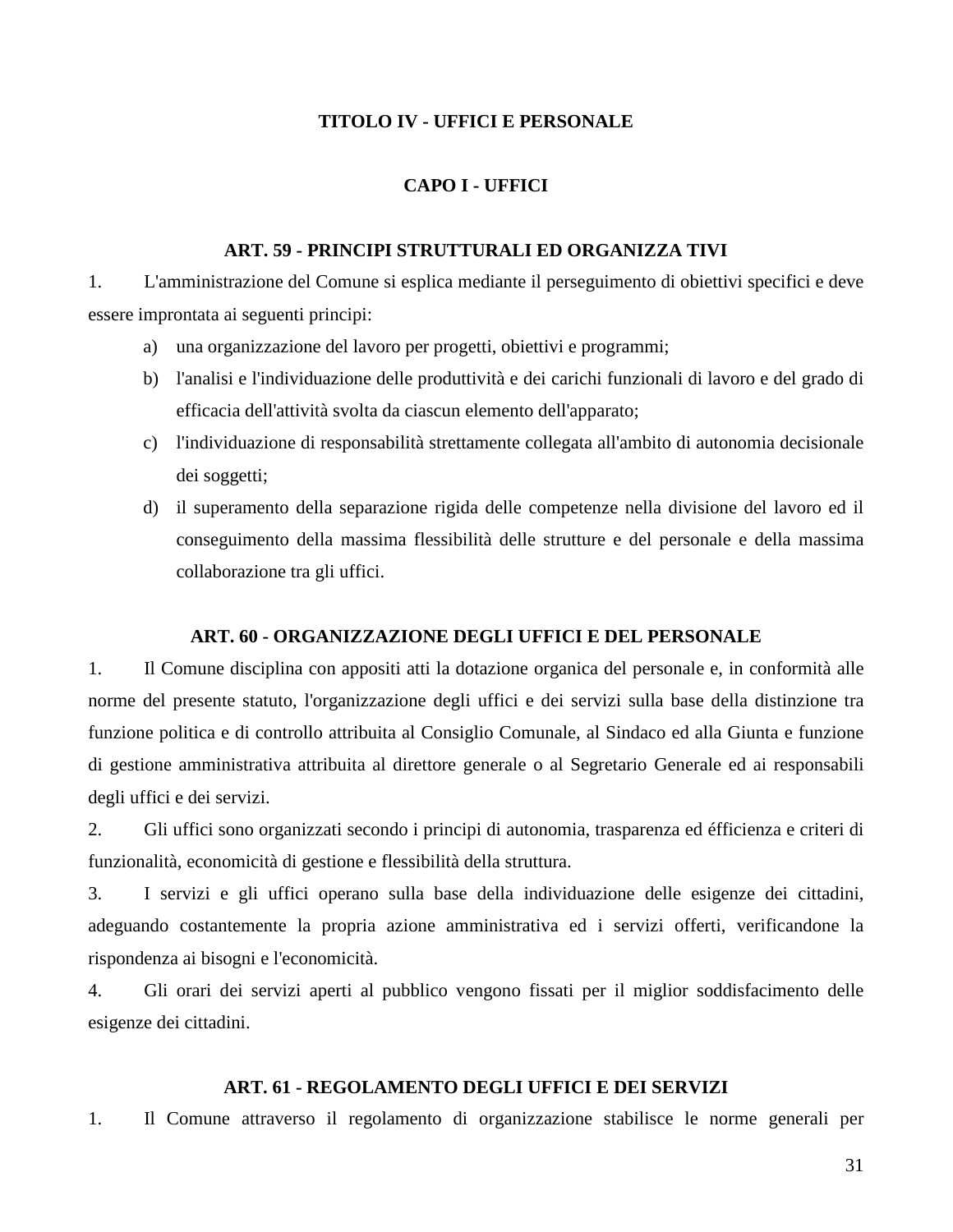## TITOLO IV - UFFICI E PERSONALE

### CAPO I - UFFICI

#### ART. 59 - PRINCIPI STRUTTURALI ED ORGANIZZA TIVI

1. L'amministrazione del Comune si esplica mediante il perseguimento di obiettivi specifici e deve essere improntata ai seguenti principi:
   a) una organizzazione del lavoro per progetti, obiettivi e programmi;
   b) l'analisi e l'individuazione delle produttività e dei carichi funzionali di lavoro e del grado di efficacia dell'attività svolta da ciascun elemento dell'apparato;
   c) l'individuazione di responsabilità strettamente collegata all'ambito di autonomia decisionale dei soggetti;
   d) il superamento della separazione rigida delle competenze nella divisione del lavoro ed il conseguimento della massima flessibilità delle strutture e del personale e della massima collaborazione tra gli uffici.

#### ART. 60 - ORGANIZZAZIONE DEGLI UFFICI E DEL PERSONALE

1. Il Comune disciplina con appositi atti la dotazione organica del personale e, in conformità alle norme del presente statuto, l'organizzazione degli uffici e dei servizi sulla base della distinzione tra funzione politica e di controllo attribuita al Consiglio Comunale, al Sindaco ed alla Giunta e funzione di gestione amministrativa attribuita al direttore generale o al Segretario Generale ed ai responsabili degli uffici e dei servizi.
2. Gli uffici sono organizzati secondo i principi di autonomia, trasparenza ed éfficienza e criteri di funzionalità, economicità di gestione e flessibilità della struttura.
3. I servizi e gli uffici operano sulla base della individuazione delle esigenze dei cittadini, adeguando costantemente la propria azione amministrativa ed i servizi offerti, verificandone la rispondenza ai bisogni e l'economicità.
4. Gli orari dei servizi aperti al pubblico vengono fissati per il miglior soddisfacimento delle esigenze dei cittadini.

#### ART. 61 - REGOLAMENTO DEGLI UFFICI E DEI SERVIZI

1. Il Comune attraverso il regolamento di organizzazione stabilisce le norme generali per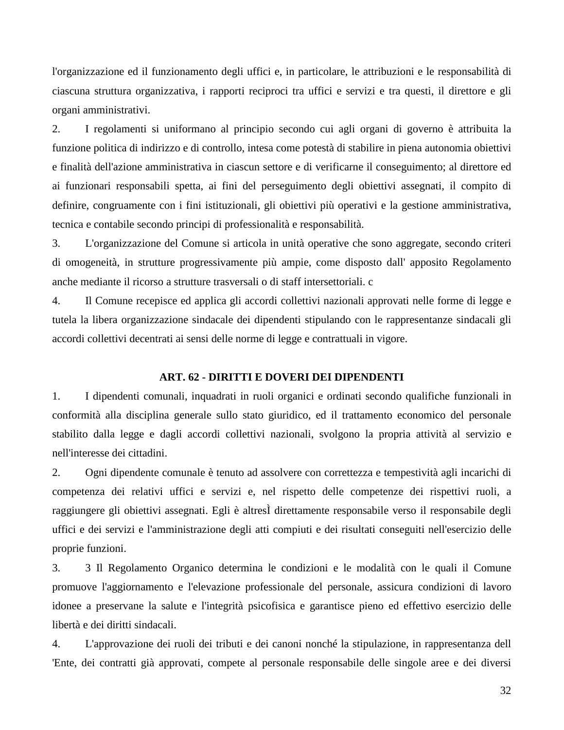l'organizzazione ed il funzionamento degli uffici e, in particolare, le attribuzioni e le responsabilità di ciascuna struttura organizzativa, i rapporti reciproci tra uffici e servizi e tra questi, il direttore e gli organi amministrativi.

2. I regolamenti si uniformano al principio secondo cui agli organi di governo è attribuita la funzione politica di indirizzo e di controllo, intesa come potestà di stabilire in piena autonomia obiettivi e finalità dell'azione amministrativa in ciascun settore e di verificarne il conseguimento; al direttore ed ai funzionari responsabili spetta, ai fini del perseguimento degli obiettivi assegnati, il compito di definire, congruamente con i fini istituzionali, gli obiettivi più operativi e la gestione amministrativa, tecnica e contabile secondo principi di professionalità e responsabilità.

3. L'organizzazione del Comune si articola in unità operative che sono aggregate, secondo criteri di omogeneità, in strutture progressivamente più ampie, come disposto dall' apposito Regolamento anche mediante il ricorso a strutture trasversali o di staff intersettoriali. c

4. Il Comune recepisce ed applica gli accordi collettivi nazionali approvati nelle forme di legge e tutela la libera organizzazione sindacale dei dipendenti stipulando con le rappresentanze sindacali gli accordi collettivi decentrati ai sensi delle norme di legge e contrattuali in vigore.

## ART. 62 - DIRITTI E DOVERI DEI DIPENDENTI

1. I dipendenti comunali, inquadrati in ruoli organici e ordinati secondo qualifiche funzionali in conformità alla disciplina generale sullo stato giuridico, ed il trattamento economico del personale stabilito dalla legge e dagli accordi collettivi nazionali, svolgono la propria attività al servizio e nell'interesse dei cittadini.

2. Ogni dipendente comunale è tenuto ad assolvere con correttezza e tempestività agli incarichi di competenza dei relativi uffici e servizi e, nel rispetto delle competenze dei rispettivi ruoli, a raggiungere gli obiettivi assegnati. Egli è altresÌ direttamente responsabile verso il responsabile degli uffici e dei servizi e l'amministrazione degli atti compiuti e dei risultati conseguiti nell'esercizio delle proprie funzioni.

3. 3 Il Regolamento Organico determina le condizioni e le modalità con le quali il Comune promuove l'aggiornamento e l'elevazione professionale del personale, assicura condizioni di lavoro idonee a preservane la salute e l'integrità psicofisica e garantisce pieno ed effettivo esercizio delle libertà e dei diritti sindacali.

4. L'approvazione dei ruoli dei tributi e dei canoni nonché la stipulazione, in rappresentanza dell 'Ente, dei contratti già approvati, compete al personale responsabile delle singole aree e dei diversi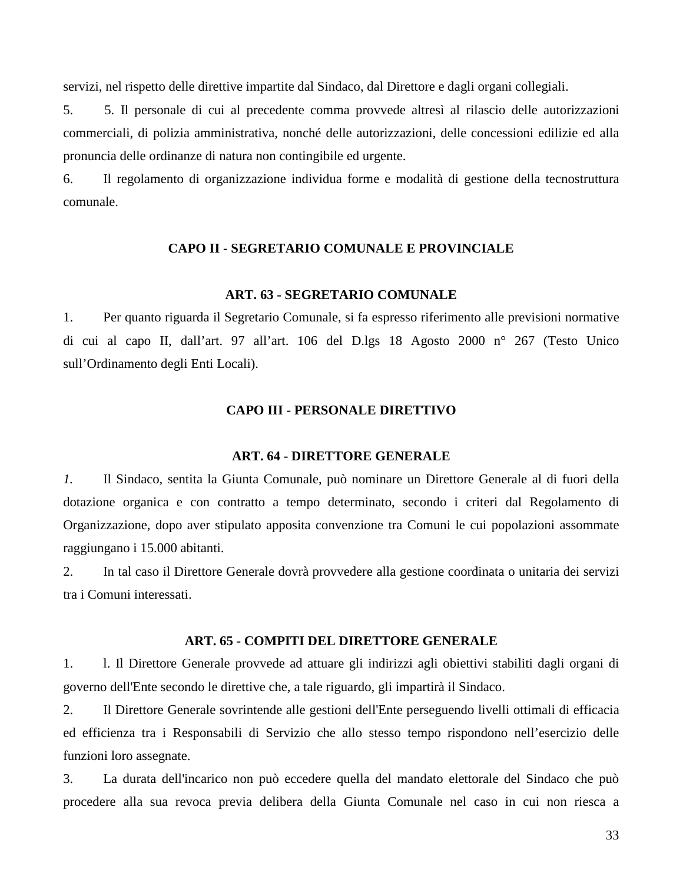servizi, nel rispetto delle direttive impartite dal Sindaco, dal Direttore e dagli organi collegiali.

5. 5. Il personale di cui al precedente comma provvede altresì al rilascio delle autorizzazioni commerciali, di polizia amministrativa, nonché delle autorizzazioni, delle concessioni edilizie ed alla pronuncia delle ordinanze di natura non contingibile ed urgente.

6. Il regolamento di organizzazione individua forme e modalità di gestione della tecnostruttura comunale.

## CAPO II - SEGRETARIO COMUNALE E PROVINCIALE

### ART. 63 - SEGRETARIO COMUNALE

1. Per quanto riguarda il Segretario Comunale, si fa espresso riferimento alle previsioni normative di cui al capo II, dall'art. 97 all'art. 106 del D.lgs 18 Agosto 2000 n° 267 (Testo Unico sull'Ordinamento degli Enti Locali).

## CAPO III - PERSONALE DIRETTIVO

### ART. 64 - DIRETTORE GENERALE

*1.* Il Sindaco, sentita la Giunta Comunale, può nominare un Direttore Generale al di fuori della dotazione organica e con contratto a tempo determinato, secondo i criteri dal Regolamento di Organizzazione, dopo aver stipulato apposita convenzione tra Comuni le cui popolazioni assommate raggiungano i 15.000 abitanti.

2. In tal caso il Direttore Generale dovrà provvedere alla gestione coordinata o unitaria dei servizi tra i Comuni interessati.

### ART. 65 - COMPITI DEL DIRETTORE GENERALE

1. l. Il Direttore Generale provvede ad attuare gli indirizzi agli obiettivi stabiliti dagli organi di governo dell'Ente secondo le direttive che, a tale riguardo, gli impartirà il Sindaco.

2. Il Direttore Generale sovrintende alle gestioni dell'Ente perseguendo livelli ottimali di efficacia ed efficienza tra i Responsabili di Servizio che allo stesso tempo rispondono nell'esercizio delle funzioni loro assegnate.

3. La durata dell'incarico non può eccedere quella del mandato elettorale del Sindaco che può procedere alla sua revoca previa delibera della Giunta Comunale nel caso in cui non riesca a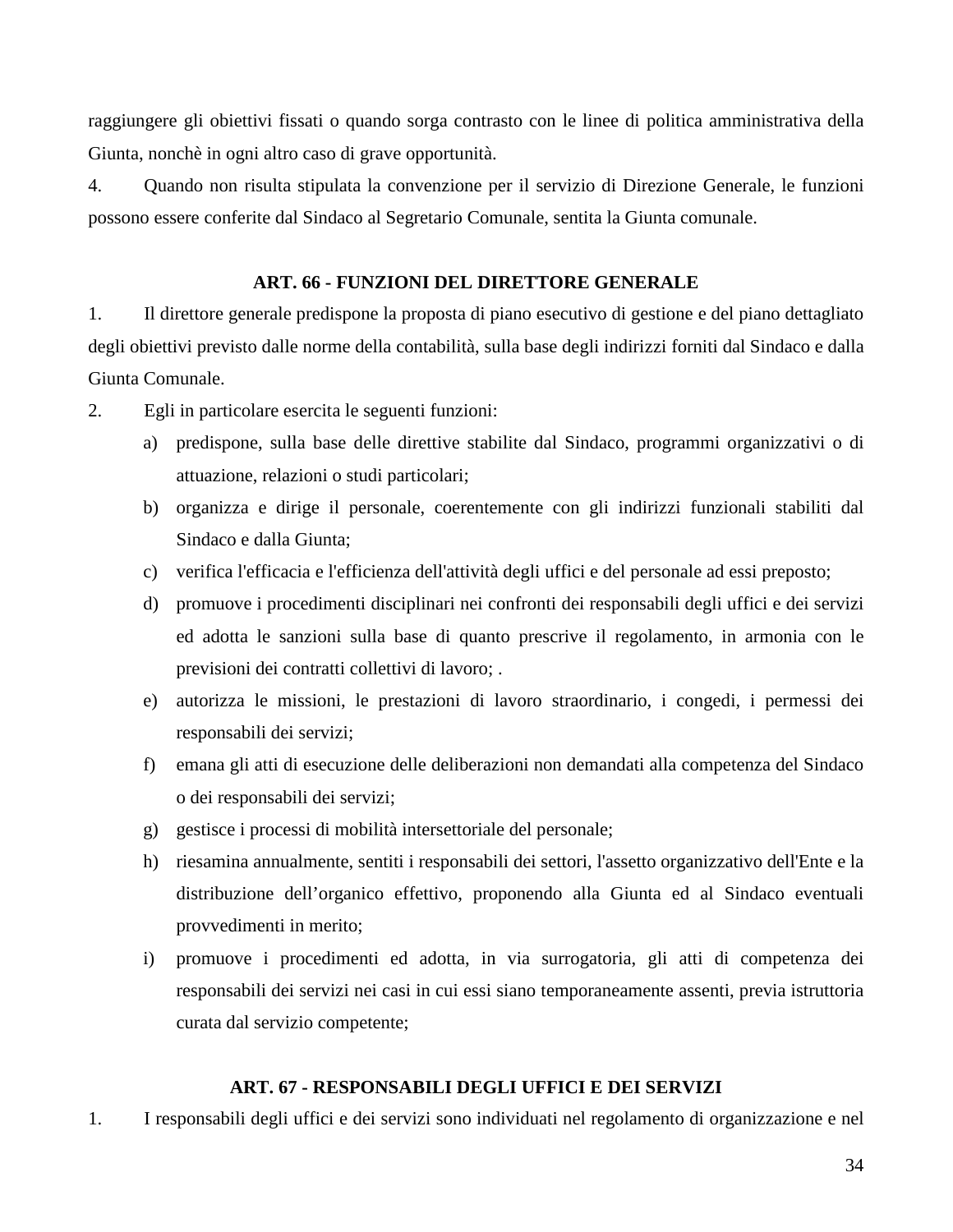raggiungere gli obiettivi fissati o quando sorga contrasto con le linee di politica amministrativa della Giunta, nonchè in ogni altro caso di grave opportunità.

4. Quando non risulta stipulata la convenzione per il servizio di Direzione Generale, le funzioni possono essere conferite dal Sindaco al Segretario Comunale, sentita la Giunta comunale.

## ART. 66 - FUNZIONI DEL DIRETTORE GENERALE

1. Il direttore generale predispone la proposta di piano esecutivo di gestione e del piano dettagliato degli obiettivi previsto dalle norme della contabilità, sulla base degli indirizzi forniti dal Sindaco e dalla Giunta Comunale.

2. Egli in particolare esercita le seguenti funzioni:

   a) predispone, sulla base delle direttive stabilite dal Sindaco, programmi organizzativi o di attuazione, relazioni o studi particolari;
   b) organizza e dirige il personale, coerentemente con gli indirizzi funzionali stabiliti dal Sindaco e dalla Giunta;
   c) verifica l'efficacia e l'efficienza dell'attività degli uffici e del personale ad essi preposto;
   d) promuove i procedimenti disciplinari nei confronti dei responsabili degli uffici e dei servizi ed adotta le sanzioni sulla base di quanto prescrive il regolamento, in armonia con le previsioni dei contratti collettivi di lavoro; .
   e) autorizza le missioni, le prestazioni di lavoro straordinario, i congedi, i permessi dei responsabili dei servizi;
   f) emana gli atti di esecuzione delle deliberazioni non demandati alla competenza del Sindaco o dei responsabili dei servizi;
   g) gestisce i processi di mobilità intersettoriale del personale;
   h) riesamina annualmente, sentiti i responsabili dei settori, l'assetto organizzativo dell'Ente e la distribuzione dell’organico effettivo, proponendo alla Giunta ed al Sindaco eventuali provvedimenti in merito;
   i) promuove i procedimenti ed adotta, in via surrogatoria, gli atti di competenza dei responsabili dei servizi nei casi in cui essi siano temporaneamente assenti, previa istruttoria curata dal servizio competente;

## ART. 67 - RESPONSABILI DEGLI UFFICI E DEI SERVIZI

1. I responsabili degli uffici e dei servizi sono individuati nel regolamento di organizzazione e nel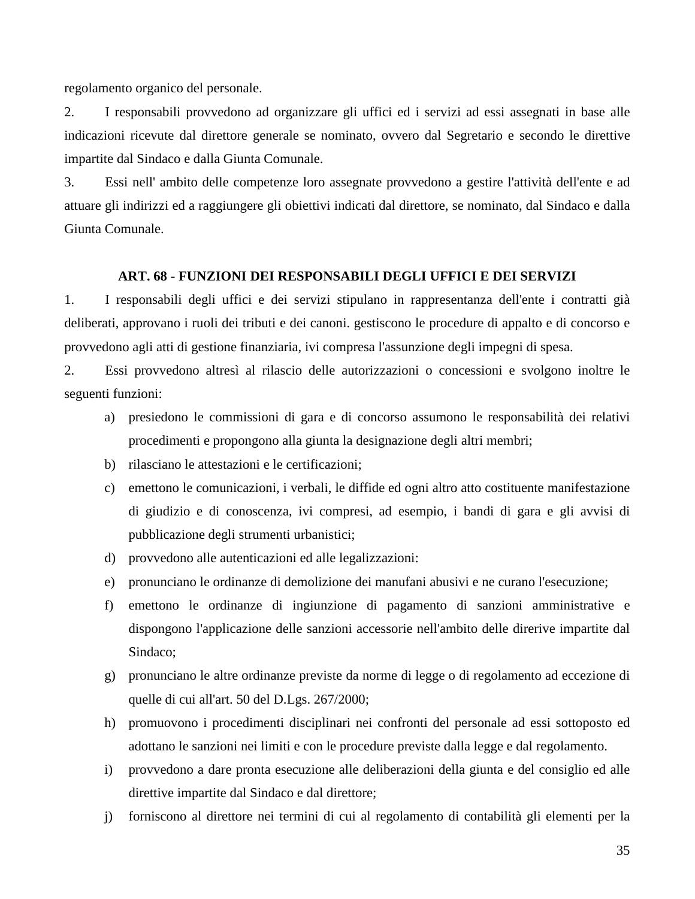regolamento organico del personale.

2. I responsabili provvedono ad organizzare gli uffici ed i servizi ad essi assegnati in base alle indicazioni ricevute dal direttore generale se nominato, ovvero dal Segretario e secondo le direttive impartite dal Sindaco e dalla Giunta Comunale.

3. Essi nell' ambito delle competenze loro assegnate provvedono a gestire l'attività dell'ente e ad attuare gli indirizzi ed a raggiungere gli obiettivi indicati dal direttore, se nominato, dal Sindaco e dalla Giunta Comunale.

### ART. 68 - FUNZIONI DEI RESPONSABILI DEGLI UFFICI E DEI SERVIZI

1. I responsabili degli uffici e dei servizi stipulano in rappresentanza dell'ente i contratti già deliberati, approvano i ruoli dei tributi e dei canoni. gestiscono le procedure di appalto e di concorso e provvedono agli atti di gestione finanziaria, ivi compresa l'assunzione degli impegni di spesa.

2. Essi provvedono altresì al rilascio delle autorizzazioni o concessioni e svolgono inoltre le seguenti funzioni:

a) presiedono le commissioni di gara e di concorso assumono le responsabilità dei relativi procedimenti e propongono alla giunta la designazione degli altri membri;
b) rilasciano le attestazioni e le certificazioni;
c) emettono le comunicazioni, i verbali, le diffide ed ogni altro atto costituente manifestazione di giudizio e di conoscenza, ivi compresi, ad esempio, i bandi di gara e gli avvisi di pubblicazione degli strumenti urbanistici;
d) provvedono alle autenticazioni ed alle legalizzazioni:
e) pronunciano le ordinanze di demolizione dei manufani abusivi e ne curano l'esecuzione;
f) emettono le ordinanze di ingiunzione di pagamento di sanzioni amministrative e dispongono l'applicazione delle sanzioni accessorie nell'ambito delle direrive impartite dal Sindaco;
g) pronunciano le altre ordinanze previste da norme di legge o di regolamento ad eccezione di quelle di cui all'art. 50 del D.Lgs. 267/2000;
h) promuovono i procedimenti disciplinari nei confronti del personale ad essi sottoposto ed adottano le sanzioni nei limiti e con le procedure previste dalla legge e dal regolamento.
i) provvedono a dare pronta esecuzione alle deliberazioni della giunta e del consiglio ed alle direttive impartite dal Sindaco e dal direttore;
j) forniscono al direttore nei termini di cui al regolamento di contabilità gli elementi per la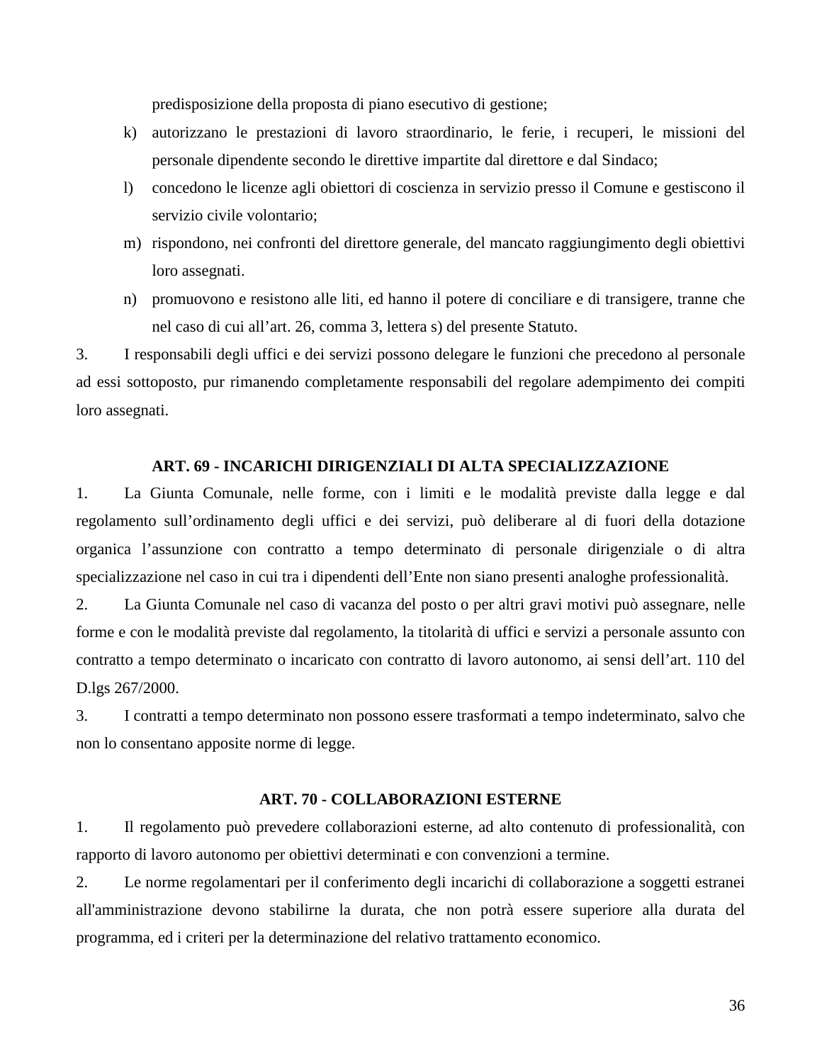predisposizione della proposta di piano esecutivo di gestione;

k) autorizzano le prestazioni di lavoro straordinario, le ferie, i recuperi, le missioni del personale dipendente secondo le direttive impartite dal direttore e dal Sindaco;
l) concedono le licenze agli obiettori di coscienza in servizio presso il Comune e gestiscono il servizio civile volontario;
m) rispondono, nei confronti del direttore generale, del mancato raggiungimento degli obiettivi loro assegnati.
n) promuovono e resistono alle liti, ed hanno il potere di conciliare e di transigere, tranne che nel caso di cui all'art. 26, comma 3, lettera s) del presente Statuto.

3. I responsabili degli uffici e dei servizi possono delegare le funzioni che precedono al personale ad essi sottoposto, pur rimanendo completamente responsabili del regolare adempimento dei compiti loro assegnati.

**ART. 69 - INCARICHI DIRIGENZIALI DI ALTA SPECIALIZZAZIONE**

1. La Giunta Comunale, nelle forme, con i limiti e le modalità previste dalla legge e dal regolamento sull'ordinamento degli uffici e dei servizi, può deliberare al di fuori della dotazione organica l'assunzione con contratto a tempo determinato di personale dirigenziale o di altra specializzazione nel caso in cui tra i dipendenti dell'Ente non siano presenti analoghe professionalità.

2. La Giunta Comunale nel caso di vacanza del posto o per altri gravi motivi può assegnare, nelle forme e con le modalità previste dal regolamento, la titolarità di uffici e servizi a personale assunto con contratto a tempo determinato o incaricato con contratto di lavoro autonomo, ai sensi dell'art. 110 del D.lgs 267/2000.

3. I contratti a tempo determinato non possono essere trasformati a tempo indeterminato, salvo che non lo consentano apposite norme di legge.

**ART. 70 - COLLABORAZIONI ESTERNE**

1. Il regolamento può prevedere collaborazioni esterne, ad alto contenuto di professionalità, con rapporto di lavoro autonomo per obiettivi determinati e con convenzioni a termine.

2. Le norme regolamentari per il conferimento degli incarichi di collaborazione a soggetti estranei all'amministrazione devono stabilirne la durata, che non potrà essere superiore alla durata del programma, ed i criteri per la determinazione del relativo trattamento economico.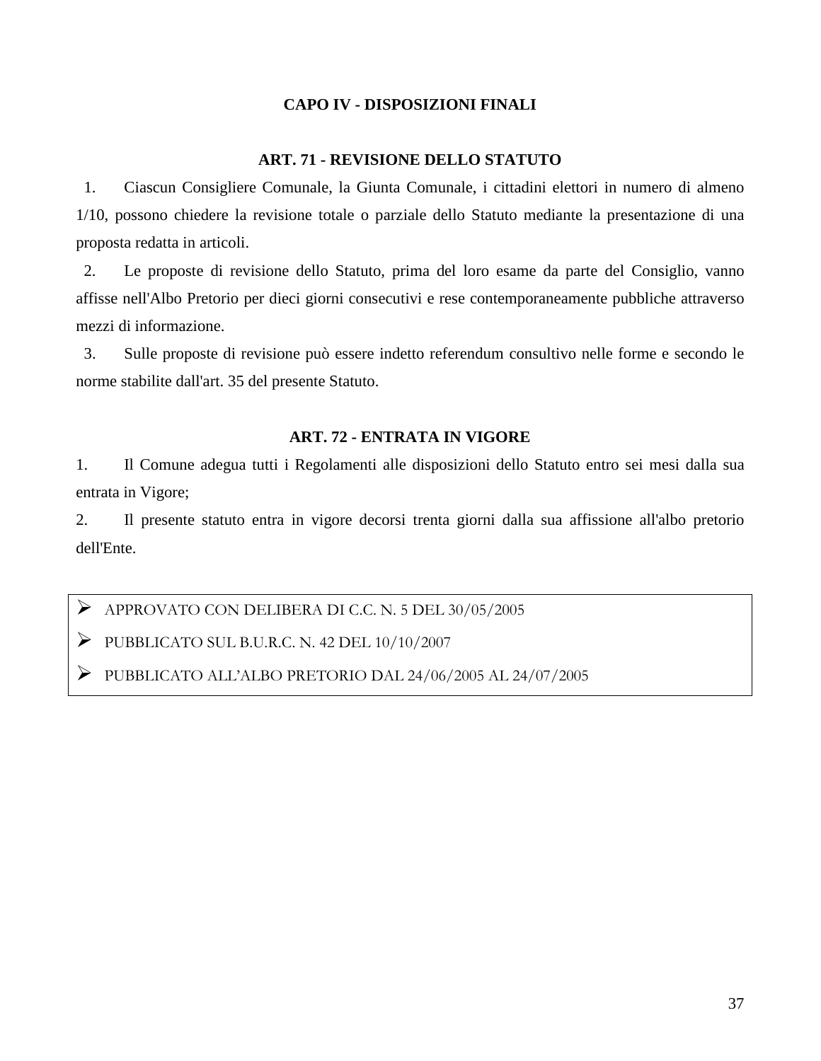## CAPO IV - DISPOSIZIONI FINALI

### ART. 71 - REVISIONE DELLO STATUTO

1. Ciascun Consigliere Comunale, la Giunta Comunale, i cittadini elettori in numero di almeno 1/10, possono chiedere la revisione totale o parziale dello Statuto mediante la presentazione di una proposta redatta in articoli.
2. Le proposte di revisione dello Statuto, prima del loro esame da parte del Consiglio, vanno affisse nell'Albo Pretorio per dieci giorni consecutivi e rese contemporaneamente pubbliche attraverso mezzi di informazione.
3. Sulle proposte di revisione può essere indetto referendum consultivo nelle forme e secondo le norme stabilite dall'art. 35 del presente Statuto.

### ART. 72 - ENTRATA IN VIGORE

1. Il Comune adegua tutti i Regolamenti alle disposizioni dello Statuto entro sei mesi dalla sua entrata in Vigore;
2. Il presente statuto entra in vigore decorsi trenta giorni dalla sua affissione all'albo pretorio dell'Ente.

- APPROVATO CON DELIBERA DI C.C. N. 5 DEL 30/05/2005
- PUBBLICATO SUL B.U.R.C. N. 42 DEL 10/10/2007
- PUBBLICATO ALL'ALBO PRETORIO DAL 24/06/2005 AL 24/07/2005